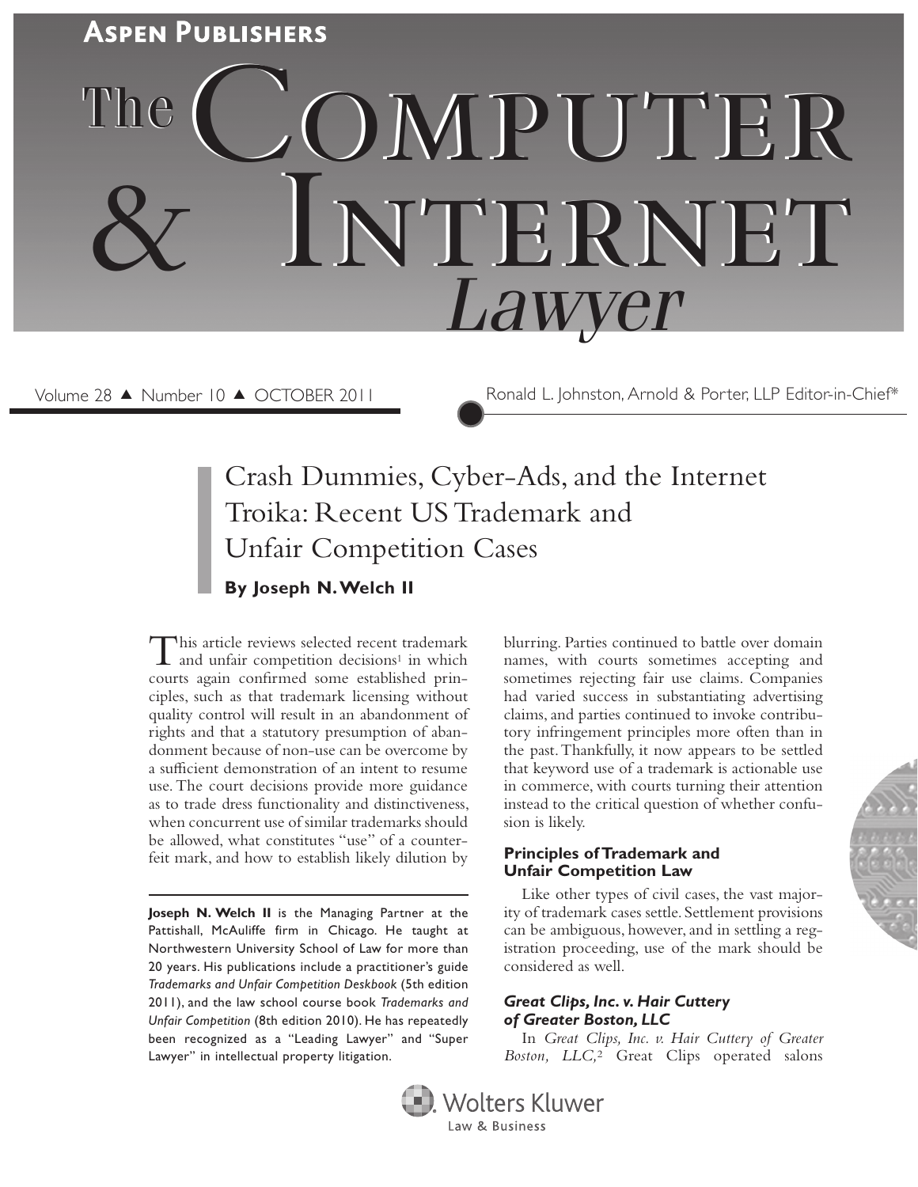# Aspen Publishers

# The Computer & Internet Lawyer

Volume 28 ▲ Number 10 ▲ OCTOBER 2011

Ronald L. Johnston, Arnold & Porter, LLP Editor-in-Chief*

## Crash Dummies, Cyber-Ads, and the Internet Troika: Recent US Trademark and Unfair Competition Cases

**By Joseph N. Welch II**

This article reviews selected recent trademark and unfair competition decisions[1] in which courts again confirmed some established principles, such as that trademark licensing without quality control will result in an abandonment of rights and that a statutory presumption of abandonment because of non-use can be overcome by a sufficient demonstration of an intent to resume use. The court decisions provide more guidance as to trade dress functionality and distinctiveness, when concurrent use of similar trademarks should be allowed, what constitutes "use" of a counterfeit mark, and how to establish likely dilution by blurring. Parties continued to battle over domain names, with courts sometimes accepting and sometimes rejecting fair use claims. Companies had varied success in substantiating advertising claims, and parties continued to invoke contributory infringement principles more often than in the past. Thankfully, it now appears to be settled that keyword use of a trademark is actionable use in commerce, with courts turning their attention instead to the critical question of whether confusion is likely.

### Principles of Trademark and Unfair Competition Law

Like other types of civil cases, the vast majority of trademark cases settle. Settlement provisions can be ambiguous, however, and in settling a registration proceeding, use of the mark should be considered as well.

#### *Great Clips, Inc. v. Hair Cuttery of Greater Boston, LLC*

In *Great Clips, Inc. v. Hair Cuttery of Greater Boston, LLC,*[2] Great Clips operated salons

---

**Joseph N. Welch II** is the Managing Partner at the Pattishall, McAuliffe firm in Chicago. He taught at Northwestern University School of Law for more than 20 years. His publications include a practitioner's guide *Trademarks and Unfair Competition Deskbook* (5th edition 2011), and the law school course book *Trademarks and Unfair Competition* (8th edition 2010). He has repeatedly been recognized as a "Leading Lawyer" and "Super Lawyer" in intellectual property litigation.

Wolters Kluwer
Law & Business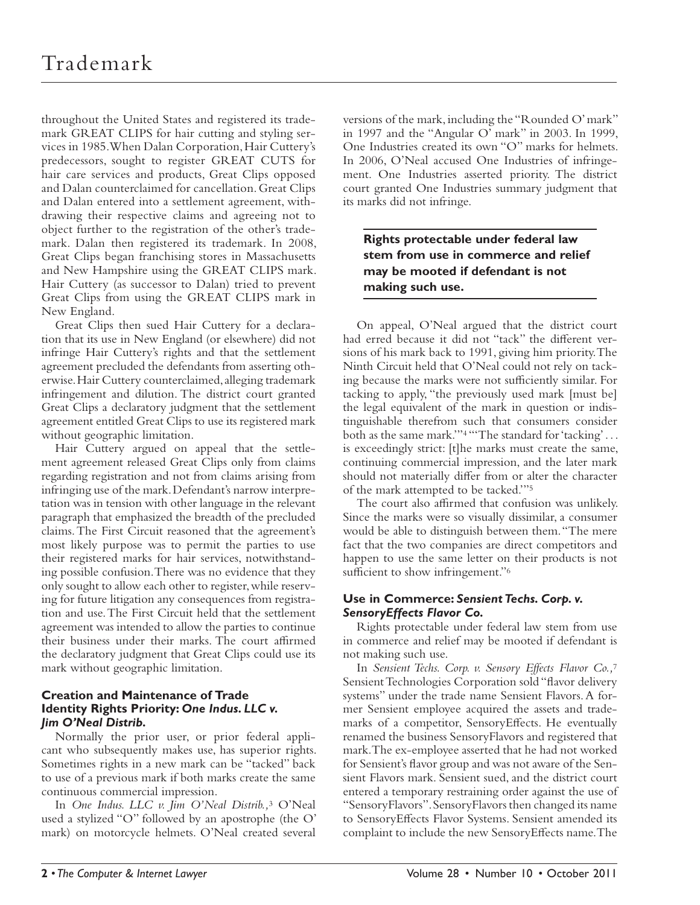throughout the United States and registered its trademark GREAT CLIPS for hair cutting and styling services in 1985. When Dalan Corporation, Hair Cuttery's predecessors, sought to register GREAT CUTS for hair care services and products, Great Clips opposed and Dalan counterclaimed for cancellation. Great Clips and Dalan entered into a settlement agreement, withdrawing their respective claims and agreeing not to object further to the registration of the other's trademark. Dalan then registered its trademark. In 2008, Great Clips began franchising stores in Massachusetts and New Hampshire using the GREAT CLIPS mark. Hair Cuttery (as successor to Dalan) tried to prevent Great Clips from using the GREAT CLIPS mark in New England.

Great Clips then sued Hair Cuttery for a declaration that its use in New England (or elsewhere) did not infringe Hair Cuttery's rights and that the settlement agreement precluded the defendants from asserting otherwise. Hair Cuttery counterclaimed, alleging trademark infringement and dilution. The district court granted Great Clips a declaratory judgment that the settlement agreement entitled Great Clips to use its registered mark without geographic limitation.

Hair Cuttery argued on appeal that the settlement agreement released Great Clips only from claims regarding registration and not from claims arising from infringing use of the mark. Defendant's narrow interpretation was in tension with other language in the relevant paragraph that emphasized the breadth of the precluded claims. The First Circuit reasoned that the agreement's most likely purpose was to permit the parties to use their registered marks for hair services, notwithstanding possible confusion. There was no evidence that they only sought to allow each other to register, while reserving for future litigation any consequences from registration and use. The First Circuit held that the settlement agreement was intended to allow the parties to continue their business under their marks. The court affirmed the declaratory judgment that Great Clips could use its mark without geographic limitation.

### Creation and Maintenance of Trade Identity Rights Priority: *One Indus. LLC v. Jim O'Neal Distrib.*

Normally the prior user, or prior federal applicant who subsequently makes use, has superior rights. Sometimes rights in a new mark can be "tacked" back to use of a previous mark if both marks create the same continuous commercial impression.

In *One Indus. LLC v. Jim O'Neal Distrib.*,[3] O'Neal used a stylized "O" followed by an apostrophe (the O' mark) on motorcycle helmets. O'Neal created several versions of the mark, including the "Rounded O' mark" in 1997 and the "Angular O' mark" in 2003. In 1999, One Industries created its own "O" marks for helmets. In 2006, O'Neal accused One Industries of infringement. One Industries asserted priority. The district court granted One Industries summary judgment that its marks did not infringe.

**Rights protectable under federal law stem from use in commerce and relief may be mooted if defendant is not making such use.**

On appeal, O'Neal argued that the district court had erred because it did not "tack" the different versions of his mark back to 1991, giving him priority. The Ninth Circuit held that O'Neal could not rely on tacking because the marks were not sufficiently similar. For tacking to apply, "the previously used mark [must be] the legal equivalent of the mark in question or indistinguishable therefrom such that consumers consider both as the same mark."[4] "'The standard for 'tacking' . . . is exceedingly strict: [t]he marks must create the same, continuing commercial impression, and the later mark should not materially differ from or alter the character of the mark attempted to be tacked.'"[5]

The court also affirmed that confusion was unlikely. Since the marks were so visually dissimilar, a consumer would be able to distinguish between them. "The mere fact that the two companies are direct competitors and happen to use the same letter on their products is not sufficient to show infringement."[6]

### Use in Commerce: *Sensient Techs. Corp. v. SensoryEffects Flavor Co.*

Rights protectable under federal law stem from use in commerce and relief may be mooted if defendant is not making such use.

In *Sensient Techs. Corp. v. Sensory Effects Flavor Co.*,[7] Sensient Technologies Corporation sold "flavor delivery systems" under the trade name Sensient Flavors. A former Sensient employee acquired the assets and trademarks of a competitor, SensoryEffects. He eventually renamed the business SensoryFlavors and registered that mark. The ex-employee asserted that he had not worked for Sensient's flavor group and was not aware of the Sensient Flavors mark. Sensient sued, and the district court entered a temporary restraining order against the use of "SensoryFlavors". SensoryFlavors then changed its name to SensoryEffects Flavor Systems. Sensient amended its complaint to include the new SensoryEffects name. The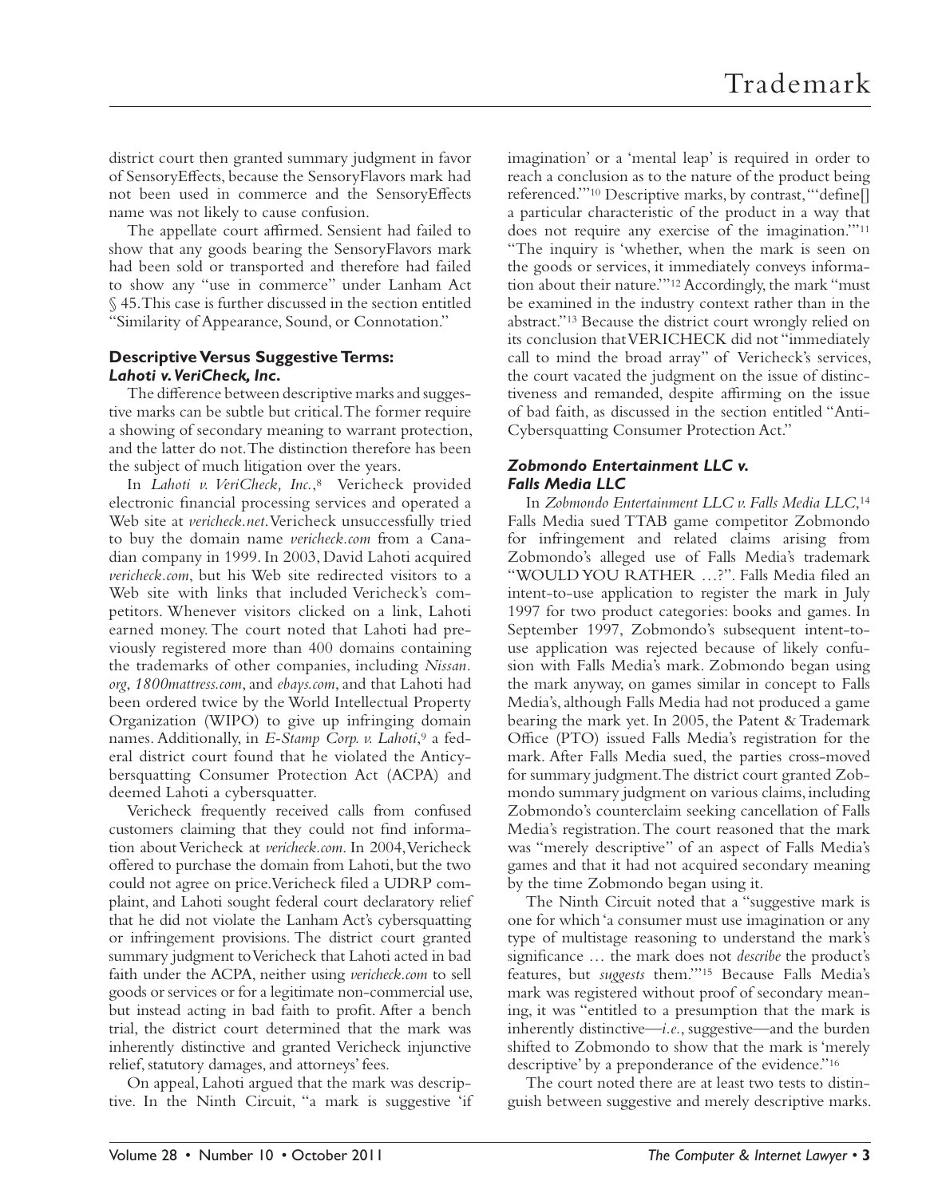district court then granted summary judgment in favor of SensoryEffects, because the SensoryFlavors mark had not been used in commerce and the SensoryEffects name was not likely to cause confusion.

The appellate court affirmed. Sensient had failed to show that any goods bearing the SensoryFlavors mark had been sold or transported and therefore had failed to show any "use in commerce" under Lanham Act § 45. This case is further discussed in the section entitled "Similarity of Appearance, Sound, or Connotation."

### Descriptive Versus Suggestive Terms: *Lahoti v. VeriCheck, Inc.*

The difference between descriptive marks and suggestive marks can be subtle but critical. The former require a showing of secondary meaning to warrant protection, and the latter do not. The distinction therefore has been the subject of much litigation over the years.

In *Lahoti v. VeriCheck, Inc.,*[8] Vericheck provided electronic financial processing services and operated a Web site at *vericheck.net*. Vericheck unsuccessfully tried to buy the domain name *vericheck.com* from a Canadian company in 1999. In 2003, David Lahoti acquired *vericheck.com*, but his Web site redirected visitors to a Web site with links that included Vericheck's competitors. Whenever visitors clicked on a link, Lahoti earned money. The court noted that Lahoti had previously registered more than 400 domains containing the trademarks of other companies, including *Nissan.org*, *1800mattress.com*, and *ebays.com*, and that Lahoti had been ordered twice by the World Intellectual Property Organization (WIPO) to give up infringing domain names. Additionally, in *E-Stamp Corp. v. Lahoti*,[9] a federal district court found that he violated the Anticybersquatting Consumer Protection Act (ACPA) and deemed Lahoti a cybersquatter.

Vericheck frequently received calls from confused customers claiming that they could not find information about Vericheck at *vericheck.com*. In 2004, Vericheck offered to purchase the domain from Lahoti, but the two could not agree on price. Vericheck filed a UDRP complaint, and Lahoti sought federal court declaratory relief that he did not violate the Lanham Act's cybersquatting or infringement provisions. The district court granted summary judgment to Vericheck that Lahoti acted in bad faith under the ACPA, neither using *vericheck.com* to sell goods or services or for a legitimate non-commercial use, but instead acting in bad faith to profit. After a bench trial, the district court determined that the mark was inherently distinctive and granted Vericheck injunctive relief, statutory damages, and attorneys' fees.

On appeal, Lahoti argued that the mark was descriptive. In the Ninth Circuit, "a mark is suggestive 'if imagination' or a 'mental leap' is required in order to reach a conclusion as to the nature of the product being referenced.'"[10] Descriptive marks, by contrast, "'define[] a particular characteristic of the product in a way that does not require any exercise of the imagination.'"[11] "The inquiry is 'whether, when the mark is seen on the goods or services, it immediately conveys information about their nature.'"[12] Accordingly, the mark "must be examined in the industry context rather than in the abstract."[13] Because the district court wrongly relied on its conclusion that VERICHECK did not "immediately call to mind the broad array" of Vericheck's services, the court vacated the judgment on the issue of distinctiveness and remanded, despite affirming on the issue of bad faith, as discussed in the section entitled "Anti-Cybersquatting Consumer Protection Act."

### *Zobmondo Entertainment LLC v. Falls Media LLC*

In *Zobmondo Entertainment LLC v. Falls Media LLC*,[14] Falls Media sued TTAB game competitor Zobmondo for infringement and related claims arising from Zobmondo's alleged use of Falls Media's trademark "WOULD YOU RATHER …?". Falls Media filed an intent-to-use application to register the mark in July 1997 for two product categories: books and games. In September 1997, Zobmondo's subsequent intent-to-use application was rejected because of likely confusion with Falls Media's mark. Zobmondo began using the mark anyway, on games similar in concept to Falls Media's, although Falls Media had not produced a game bearing the mark yet. In 2005, the Patent & Trademark Office (PTO) issued Falls Media's registration for the mark. After Falls Media sued, the parties cross-moved for summary judgment. The district court granted Zobmondo summary judgment on various claims, including Zobmondo's counterclaim seeking cancellation of Falls Media's registration. The court reasoned that the mark was "merely descriptive" of an aspect of Falls Media's games and that it had not acquired secondary meaning by the time Zobmondo began using it.

The Ninth Circuit noted that a "suggestive mark is one for which 'a consumer must use imagination or any type of multistage reasoning to understand the mark's significance … the mark does not *describe* the product's features, but *suggests* them.'"[15] Because Falls Media's mark was registered without proof of secondary meaning, it was "entitled to a presumption that the mark is inherently distinctive—*i.e.*, suggestive—and the burden shifted to Zobmondo to show that the mark is 'merely descriptive' by a preponderance of the evidence."[16]

The court noted there are at least two tests to distinguish between suggestive and merely descriptive marks.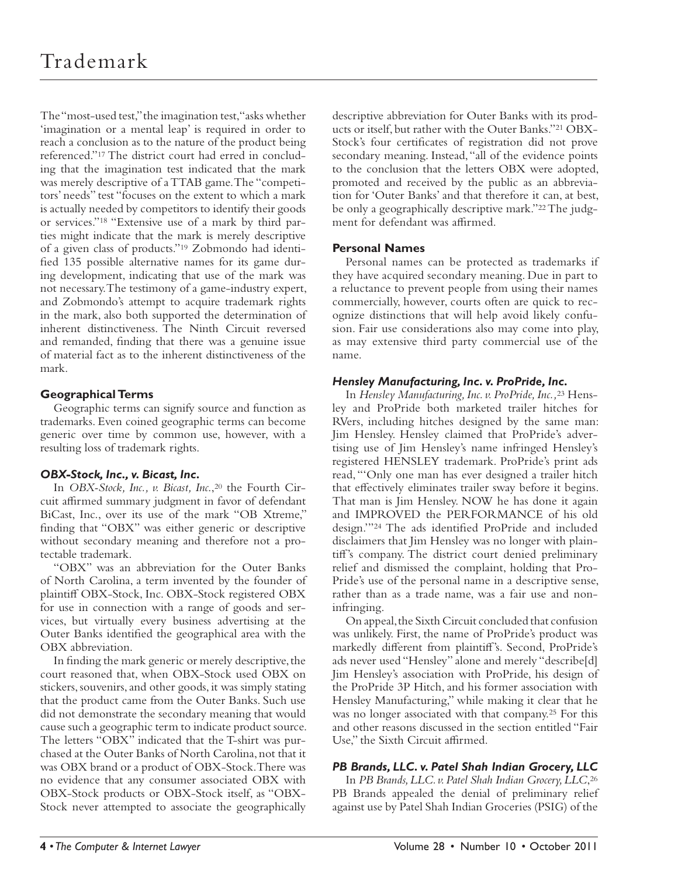The "most-used test," the imagination test, "asks whether 'imagination or a mental leap' is required in order to reach a conclusion as to the nature of the product being referenced."[17] The district court had erred in concluding that the imagination test indicated that the mark was merely descriptive of a TTAB game. The "competitors' needs" test "focuses on the extent to which a mark is actually needed by competitors to identify their goods or services."[18] "Extensive use of a mark by third parties might indicate that the mark is merely descriptive of a given class of products."[19] Zobmondo had identified 135 possible alternative names for its game during development, indicating that use of the mark was not necessary. The testimony of a game-industry expert, and Zobmondo's attempt to acquire trademark rights in the mark, also both supported the determination of inherent distinctiveness. The Ninth Circuit reversed and remanded, finding that there was a genuine issue of material fact as to the inherent distinctiveness of the mark.

### Geographical Terms

Geographic terms can signify source and function as trademarks. Even coined geographic terms can become generic over time by common use, however, with a resulting loss of trademark rights.

#### *OBX-Stock, Inc., v. Bicast, Inc.*

In *OBX-Stock, Inc., v. Bicast, Inc.*,[20] the Fourth Circuit affirmed summary judgment in favor of defendant BiCast, Inc., over its use of the mark "OB Xtreme," finding that "OBX" was either generic or descriptive without secondary meaning and therefore not a protectable trademark.

"OBX" was an abbreviation for the Outer Banks of North Carolina, a term invented by the founder of plaintiff OBX-Stock, Inc. OBX-Stock registered OBX for use in connection with a range of goods and services, but virtually every business advertising at the Outer Banks identified the geographical area with the OBX abbreviation.

In finding the mark generic or merely descriptive, the court reasoned that, when OBX-Stock used OBX on stickers, souvenirs, and other goods, it was simply stating that the product came from the Outer Banks. Such use did not demonstrate the secondary meaning that would cause such a geographic term to indicate product source. The letters "OBX" indicated that the T-shirt was purchased at the Outer Banks of North Carolina, not that it was OBX brand or a product of OBX-Stock. There was no evidence that any consumer associated OBX with OBX-Stock products or OBX-Stock itself, as "OBX-Stock never attempted to associate the geographically descriptive abbreviation for Outer Banks with its products or itself, but rather with the Outer Banks."[21] OBX-Stock's four certificates of registration did not prove secondary meaning. Instead, "all of the evidence points to the conclusion that the letters OBX were adopted, promoted and received by the public as an abbreviation for 'Outer Banks' and that therefore it can, at best, be only a geographically descriptive mark."[22] The judgment for defendant was affirmed.

### Personal Names

Personal names can be protected as trademarks if they have acquired secondary meaning. Due in part to a reluctance to prevent people from using their names commercially, however, courts often are quick to recognize distinctions that will help avoid likely confusion. Fair use considerations also may come into play, as may extensive third party commercial use of the name.

#### *Hensley Manufacturing, Inc. v. ProPride, Inc.*

In *Hensley Manufacturing, Inc. v. ProPride, Inc.*,[23] Hensley and ProPride both marketed trailer hitches for RVers, including hitches designed by the same man: Jim Hensley. Hensley claimed that ProPride's advertising use of Jim Hensley's name infringed Hensley's registered HENSLEY trademark. ProPride's print ads read, "'Only one man has ever designed a trailer hitch that effectively eliminates trailer sway before it begins. That man is Jim Hensley. NOW he has done it again and IMPROVED the PERFORMANCE of his old design.'"[24] The ads identified ProPride and included disclaimers that Jim Hensley was no longer with plaintiff's company. The district court denied preliminary relief and dismissed the complaint, holding that ProPride's use of the personal name in a descriptive sense, rather than as a trade name, was a fair use and non-infringing.

On appeal, the Sixth Circuit concluded that confusion was unlikely. First, the name of ProPride's product was markedly different from plaintiff's. Second, ProPride's ads never used "Hensley" alone and merely "describe[d] Jim Hensley's association with ProPride, his design of the ProPride 3P Hitch, and his former association with Hensley Manufacturing," while making it clear that he was no longer associated with that company.[25] For this and other reasons discussed in the section entitled "Fair Use," the Sixth Circuit affirmed.

#### *PB Brands, LLC. v. Patel Shah Indian Grocery, LLC*

In *PB Brands, LLC. v. Patel Shah Indian Grocery, LLC*,[26] PB Brands appealed the denial of preliminary relief against use by Patel Shah Indian Groceries (PSIG) of the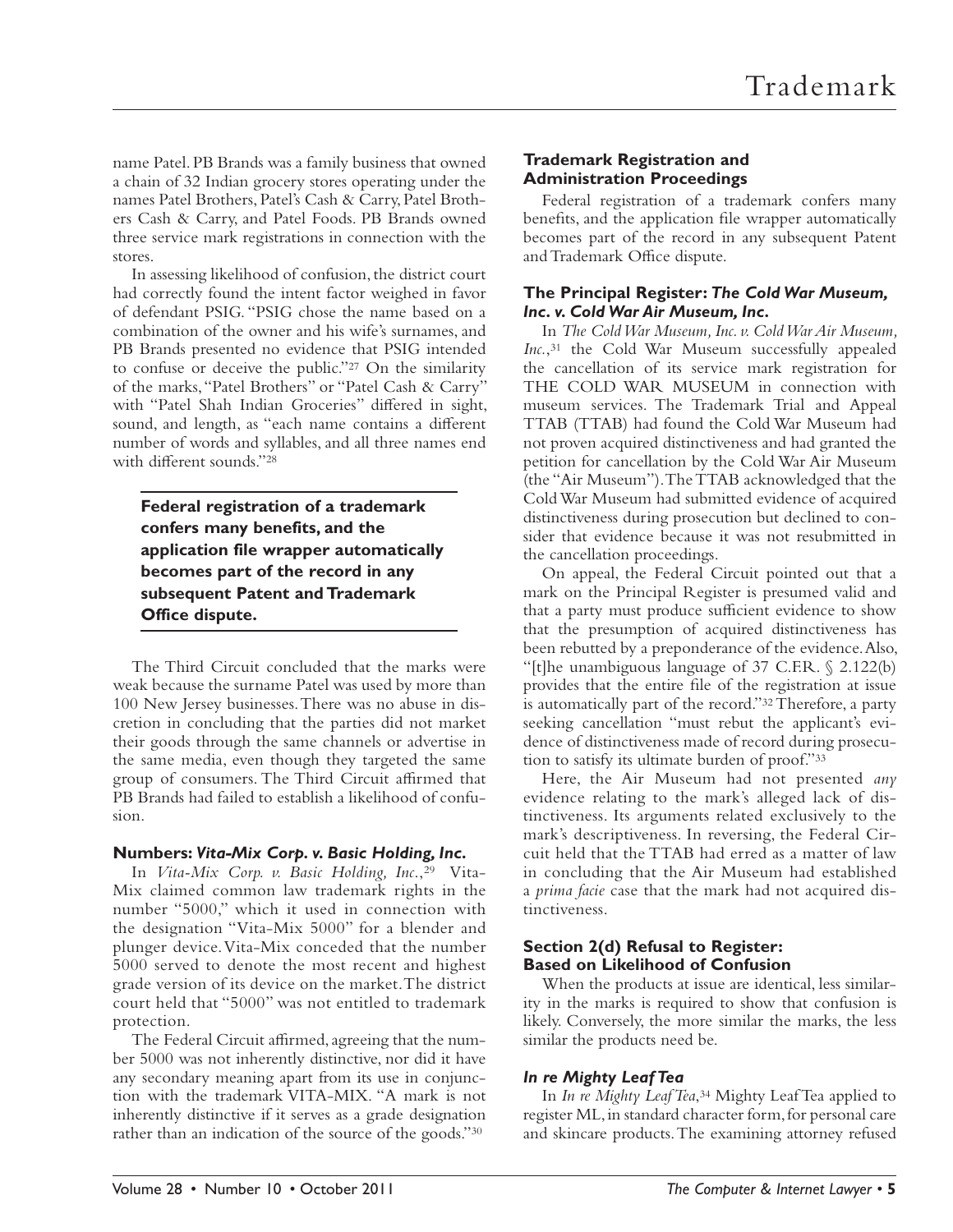name Patel. PB Brands was a family business that owned a chain of 32 Indian grocery stores operating under the names Patel Brothers, Patel's Cash & Carry, Patel Brothers Cash & Carry, and Patel Foods. PB Brands owned three service mark registrations in connection with the stores.

In assessing likelihood of confusion, the district court had correctly found the intent factor weighed in favor of defendant PSIG. "PSIG chose the name based on a combination of the owner and his wife's surnames, and PB Brands presented no evidence that PSIG intended to confuse or deceive the public."[27] On the similarity of the marks, "Patel Brothers" or "Patel Cash & Carry" with "Patel Shah Indian Groceries" differed in sight, sound, and length, as "each name contains a different number of words and syllables, and all three names end with different sounds."[28]

> **Federal registration of a trademark confers many benefits, and the application file wrapper automatically becomes part of the record in any subsequent Patent and Trademark Office dispute.**

The Third Circuit concluded that the marks were weak because the surname Patel was used by more than 100 New Jersey businesses. There was no abuse in discretion in concluding that the parties did not market their goods through the same channels or advertise in the same media, even though they targeted the same group of consumers. The Third Circuit affirmed that PB Brands had failed to establish a likelihood of confusion.

#### Numbers: *Vita-Mix Corp. v. Basic Holding, Inc.*

In *Vita-Mix Corp. v. Basic Holding, Inc.*,[29] Vita-Mix claimed common law trademark rights in the number "5000," which it used in connection with the designation "Vita-Mix 5000" for a blender and plunger device. Vita-Mix conceded that the number 5000 served to denote the most recent and highest grade version of its device on the market. The district court held that "5000" was not entitled to trademark protection.

The Federal Circuit affirmed, agreeing that the number 5000 was not inherently distinctive, nor did it have any secondary meaning apart from its use in conjunction with the trademark VITA-MIX. "A mark is not inherently distinctive if it serves as a grade designation rather than an indication of the source of the goods."[30]

### Trademark Registration and Administration Proceedings

Federal registration of a trademark confers many benefits, and the application file wrapper automatically becomes part of the record in any subsequent Patent and Trademark Office dispute.

#### The Principal Register: *The Cold War Museum, Inc. v. Cold War Air Museum, Inc.*

In *The Cold War Museum, Inc. v. Cold War Air Museum, Inc.*,[31] the Cold War Museum successfully appealed the cancellation of its service mark registration for THE COLD WAR MUSEUM in connection with museum services. The Trademark Trial and Appeal TTAB (TTAB) had found the Cold War Museum had not proven acquired distinctiveness and had granted the petition for cancellation by the Cold War Air Museum (the "Air Museum"). The TTAB acknowledged that the Cold War Museum had submitted evidence of acquired distinctiveness during prosecution but declined to consider that evidence because it was not resubmitted in the cancellation proceedings.

On appeal, the Federal Circuit pointed out that a mark on the Principal Register is presumed valid and that a party must produce sufficient evidence to show that the presumption of acquired distinctiveness has been rebutted by a preponderance of the evidence. Also, "[t]he unambiguous language of 37 C.F.R. § 2.122(b) provides that the entire file of the registration at issue is automatically part of the record."[32] Therefore, a party seeking cancellation "must rebut the applicant's evidence of distinctiveness made of record during prosecution to satisfy its ultimate burden of proof."[33]

Here, the Air Museum had not presented *any* evidence relating to the mark's alleged lack of distinctiveness. Its arguments related exclusively to the mark's descriptiveness. In reversing, the Federal Circuit held that the TTAB had erred as a matter of law in concluding that the Air Museum had established a *prima facie* case that the mark had not acquired distinctiveness.

#### Section 2(d) Refusal to Register: Based on Likelihood of Confusion

When the products at issue are identical, less similarity in the marks is required to show that confusion is likely. Conversely, the more similar the marks, the less similar the products need be.

#### *In re Mighty Leaf Tea*

In *In re Mighty Leaf Tea*,[34] Mighty Leaf Tea applied to register ML, in standard character form, for personal care and skincare products. The examining attorney refused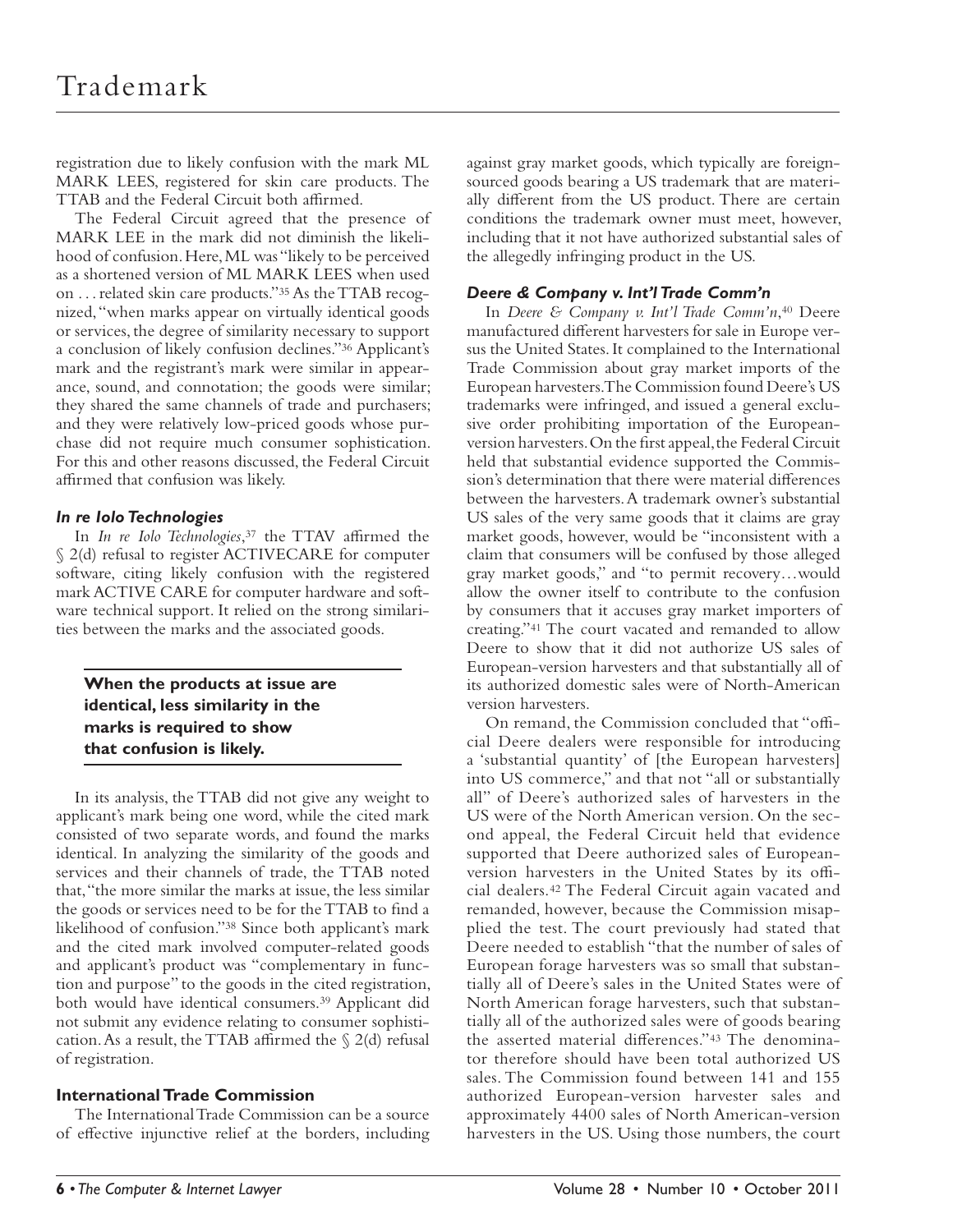registration due to likely confusion with the mark ML MARK LEES, registered for skin care products. The TTAB and the Federal Circuit both affirmed.

The Federal Circuit agreed that the presence of MARK LEE in the mark did not diminish the likelihood of confusion. Here, ML was "likely to be perceived as a shortened version of ML MARK LEES when used on . . . related skin care products."[35] As the TTAB recognized, "when marks appear on virtually identical goods or services, the degree of similarity necessary to support a conclusion of likely confusion declines."[36] Applicant's mark and the registrant's mark were similar in appearance, sound, and connotation; the goods were similar; they shared the same channels of trade and purchasers; and they were relatively low-priced goods whose purchase did not require much consumer sophistication. For this and other reasons discussed, the Federal Circuit affirmed that confusion was likely.

### *In re Iolo Technologies*

In *In re Iolo Technologies*,[37] the TTAV affirmed the § 2(d) refusal to register ACTIVECARE for computer software, citing likely confusion with the registered mark ACTIVE CARE for computer hardware and software technical support. It relied on the strong similarities between the marks and the associated goods.

**When the products at issue are identical, less similarity in the marks is required to show that confusion is likely.**

In its analysis, the TTAB did not give any weight to applicant's mark being one word, while the cited mark consisted of two separate words, and found the marks identical. In analyzing the similarity of the goods and services and their channels of trade, the TTAB noted that, "the more similar the marks at issue, the less similar the goods or services need to be for the TTAB to find a likelihood of confusion."[38] Since both applicant's mark and the cited mark involved computer-related goods and applicant's product was "complementary in function and purpose" to the goods in the cited registration, both would have identical consumers.[39] Applicant did not submit any evidence relating to consumer sophistication. As a result, the TTAB affirmed the § 2(d) refusal of registration.

## International Trade Commission

The International Trade Commission can be a source of effective injunctive relief at the borders, including against gray market goods, which typically are foreign-sourced goods bearing a US trademark that are materially different from the US product. There are certain conditions the trademark owner must meet, however, including that it not have authorized substantial sales of the allegedly infringing product in the US.

### *Deere & Company v. Int'l Trade Comm'n*

In *Deere & Company v. Int'l Trade Comm'n*,[40] Deere manufactured different harvesters for sale in Europe versus the United States. It complained to the International Trade Commission about gray market imports of the European harvesters. The Commission found Deere's US trademarks were infringed, and issued a general exclusive order prohibiting importation of the European-version harvesters. On the first appeal, the Federal Circuit held that substantial evidence supported the Commission's determination that there were material differences between the harvesters. A trademark owner's substantial US sales of the very same goods that it claims are gray market goods, however, would be "inconsistent with a claim that consumers will be confused by those alleged gray market goods," and "to permit recovery…would allow the owner itself to contribute to the confusion by consumers that it accuses gray market importers of creating."[41] The court vacated and remanded to allow Deere to show that it did not authorize US sales of European-version harvesters and that substantially all of its authorized domestic sales were of North-American version harvesters.

On remand, the Commission concluded that "official Deere dealers were responsible for introducing a 'substantial quantity' of [the European harvesters] into US commerce," and that not "all or substantially all" of Deere's authorized sales of harvesters in the US were of the North American version. On the second appeal, the Federal Circuit held that evidence supported that Deere authorized sales of European-version harvesters in the United States by its official dealers.[42] The Federal Circuit again vacated and remanded, however, because the Commission misapplied the test. The court previously had stated that Deere needed to establish "that the number of sales of European forage harvesters was so small that substantially all of Deere's sales in the United States were of North American forage harvesters, such that substantially all of the authorized sales were of goods bearing the asserted material differences."[43] The denominator therefore should have been total authorized US sales. The Commission found between 141 and 155 authorized European-version harvester sales and approximately 4400 sales of North American-version harvesters in the US. Using those numbers, the court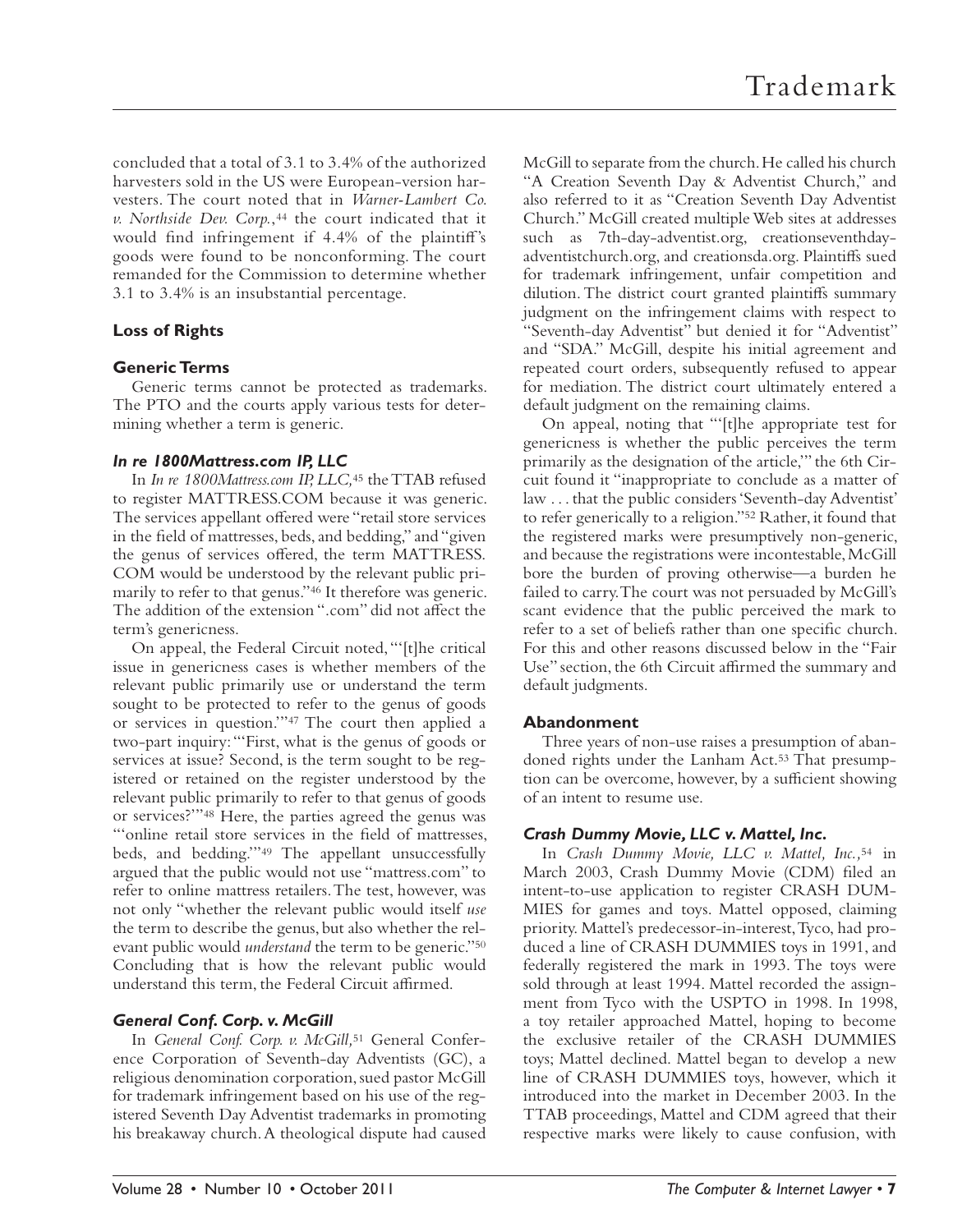concluded that a total of 3.1 to 3.4% of the authorized harvesters sold in the US were European-version harvesters. The court noted that in *Warner-Lambert Co. v. Northside Dev. Corp.*,[44] the court indicated that it would find infringement if 4.4% of the plaintiff's goods were found to be nonconforming. The court remanded for the Commission to determine whether 3.1 to 3.4% is an insubstantial percentage.

## Loss of Rights

### Generic Terms

Generic terms cannot be protected as trademarks. The PTO and the courts apply various tests for determining whether a term is generic.

#### *In re 1800Mattress.com IP, LLC*

In *In re 1800Mattress.com IP, LLC,*[45] the TTAB refused to register MATTRESS.COM because it was generic. The services appellant offered were "retail store services in the field of mattresses, beds, and bedding," and "given the genus of services offered, the term MATTRESS.COM would be understood by the relevant public primarily to refer to that genus."[46] It therefore was generic. The addition of the extension ".com" did not affect the term's genericness.

On appeal, the Federal Circuit noted, "'[t]he critical issue in genericness cases is whether members of the relevant public primarily use or understand the term sought to be protected to refer to the genus of goods or services in question.'"[47] The court then applied a two-part inquiry: "'First, what is the genus of goods or services at issue? Second, is the term sought to be registered or retained on the register understood by the relevant public primarily to refer to that genus of goods or services?'"[48] Here, the parties agreed the genus was "'online retail store services in the field of mattresses, beds, and bedding.'"[49] The appellant unsuccessfully argued that the public would not use "mattress.com" to refer to online mattress retailers. The test, however, was not only "whether the relevant public would itself *use* the term to describe the genus, but also whether the relevant public would *understand* the term to be generic."[50] Concluding that is how the relevant public would understand this term, the Federal Circuit affirmed.

#### *General Conf. Corp. v. McGill*

In *General Conf. Corp. v. McGill,*[51] General Conference Corporation of Seventh-day Adventists (GC), a religious denomination corporation, sued pastor McGill for trademark infringement based on his use of the registered Seventh Day Adventist trademarks in promoting his breakaway church. A theological dispute had caused McGill to separate from the church. He called his church "A Creation Seventh Day & Adventist Church," and also referred to it as "Creation Seventh Day Adventist Church." McGill created multiple Web sites at addresses such as 7th-day-adventist.org, creationseventhdayadventistchurch.org, and creationsda.org. Plaintiffs sued for trademark infringement, unfair competition and dilution. The district court granted plaintiffs summary judgment on the infringement claims with respect to "Seventh-day Adventist" but denied it for "Adventist" and "SDA." McGill, despite his initial agreement and repeated court orders, subsequently refused to appear for mediation. The district court ultimately entered a default judgment on the remaining claims.

On appeal, noting that "'[t]he appropriate test for genericness is whether the public perceives the term primarily as the designation of the article,'" the 6th Circuit found it "inappropriate to conclude as a matter of law . . . that the public considers 'Seventh-day Adventist' to refer generically to a religion."[52] Rather, it found that the registered marks were presumptively non-generic, and because the registrations were incontestable, McGill bore the burden of proving otherwise—a burden he failed to carry. The court was not persuaded by McGill's scant evidence that the public perceived the mark to refer to a set of beliefs rather than one specific church. For this and other reasons discussed below in the "Fair Use" section, the 6th Circuit affirmed the summary and default judgments.

### Abandonment

Three years of non-use raises a presumption of abandoned rights under the Lanham Act.[53] That presumption can be overcome, however, by a sufficient showing of an intent to resume use.

#### *Crash Dummy Movie, LLC v. Mattel, Inc.*

In *Crash Dummy Movie, LLC v. Mattel, Inc.,*[54] in March 2003, Crash Dummy Movie (CDM) filed an intent-to-use application to register CRASH DUMMIES for games and toys. Mattel opposed, claiming priority. Mattel's predecessor-in-interest, Tyco, had produced a line of CRASH DUMMIES toys in 1991, and federally registered the mark in 1993. The toys were sold through at least 1994. Mattel recorded the assignment from Tyco with the USPTO in 1998. In 1998, a toy retailer approached Mattel, hoping to become the exclusive retailer of the CRASH DUMMIES toys; Mattel declined. Mattel began to develop a new line of CRASH DUMMIES toys, however, which it introduced into the market in December 2003. In the TTAB proceedings, Mattel and CDM agreed that their respective marks were likely to cause confusion, with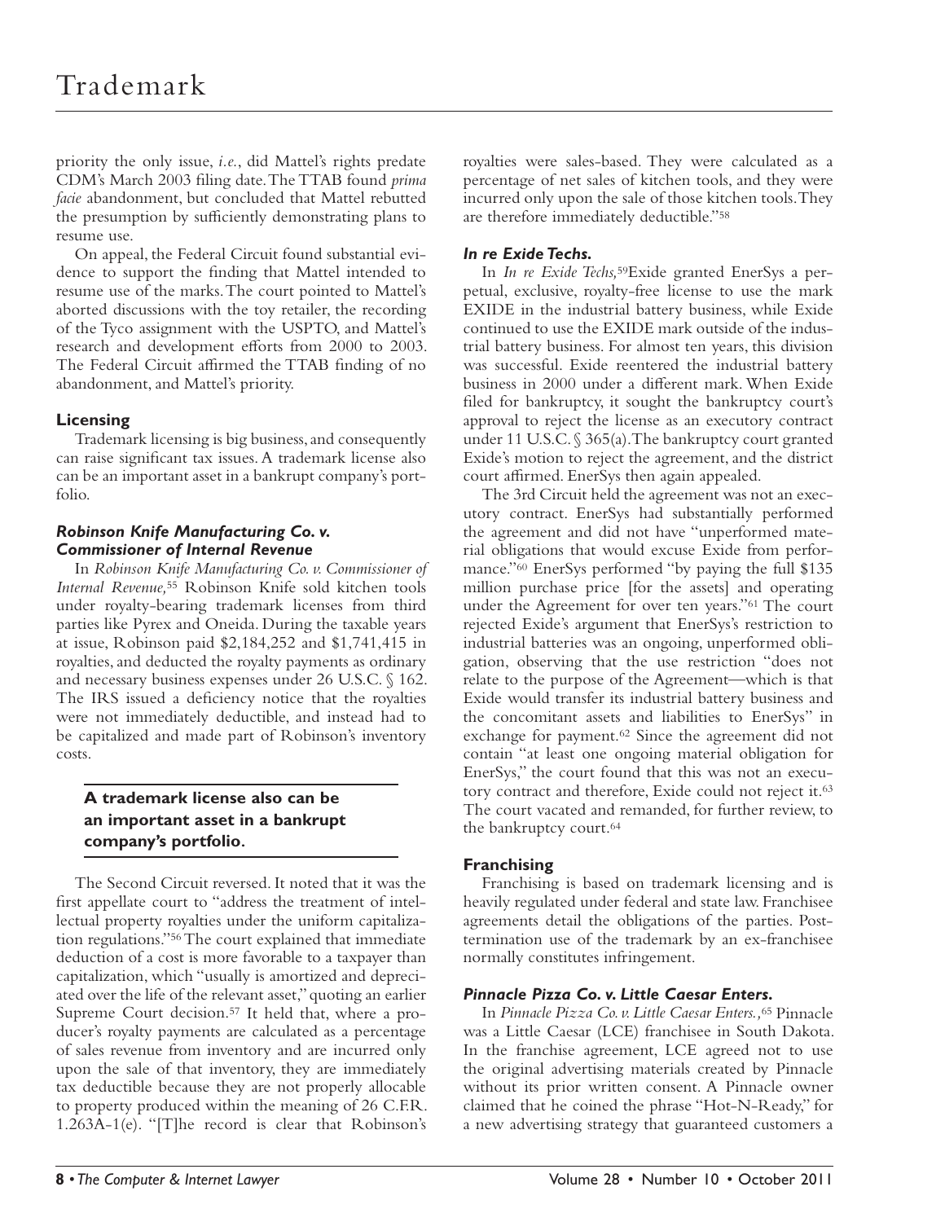priority the only issue, *i.e.*, did Mattel's rights predate CDM's March 2003 filing date. The TTAB found *prima facie* abandonment, but concluded that Mattel rebutted the presumption by sufficiently demonstrating plans to resume use.

On appeal, the Federal Circuit found substantial evidence to support the finding that Mattel intended to resume use of the marks. The court pointed to Mattel's aborted discussions with the toy retailer, the recording of the Tyco assignment with the USPTO, and Mattel's research and development efforts from 2000 to 2003. The Federal Circuit affirmed the TTAB finding of no abandonment, and Mattel's priority.

## Licensing

Trademark licensing is big business, and consequently can raise significant tax issues. A trademark license also can be an important asset in a bankrupt company's portfolio.

### *Robinson Knife Manufacturing Co. v. Commissioner of Internal Revenue*

In *Robinson Knife Manufacturing Co. v. Commissioner of Internal Revenue,*[55] Robinson Knife sold kitchen tools under royalty-bearing trademark licenses from third parties like Pyrex and Oneida. During the taxable years at issue, Robinson paid $2,184,252 and $1,741,415 in royalties, and deducted the royalty payments as ordinary and necessary business expenses under 26 U.S.C. § 162. The IRS issued a deficiency notice that the royalties were not immediately deductible, and instead had to be capitalized and made part of Robinson's inventory costs.

**A trademark license also can be an important asset in a bankrupt company's portfolio.**

The Second Circuit reversed. It noted that it was the first appellate court to "address the treatment of intellectual property royalties under the uniform capitalization regulations."[56] The court explained that immediate deduction of a cost is more favorable to a taxpayer than capitalization, which "usually is amortized and depreciated over the life of the relevant asset," quoting an earlier Supreme Court decision.[57] It held that, where a producer's royalty payments are calculated as a percentage of sales revenue from inventory and are incurred only upon the sale of that inventory, they are immediately tax deductible because they are not properly allocable to property produced within the meaning of 26 C.F.R. 1.263A-1(e). "[T]he record is clear that Robinson's royalties were sales-based. They were calculated as a percentage of net sales of kitchen tools, and they were incurred only upon the sale of those kitchen tools. They are therefore immediately deductible."[58]

### *In re Exide Techs.*

In *In re Exide Techs,*[59] Exide granted EnerSys a perpetual, exclusive, royalty-free license to use the mark EXIDE in the industrial battery business, while Exide continued to use the EXIDE mark outside of the industrial battery business. For almost ten years, this division was successful. Exide reentered the industrial battery business in 2000 under a different mark. When Exide filed for bankruptcy, it sought the bankruptcy court's approval to reject the license as an executory contract under 11 U.S.C. § 365(a). The bankruptcy court granted Exide's motion to reject the agreement, and the district court affirmed. EnerSys then again appealed.

The 3rd Circuit held the agreement was not an executory contract. EnerSys had substantially performed the agreement and did not have "unperformed material obligations that would excuse Exide from performance."[60] EnerSys performed "by paying the full $135 million purchase price [for the assets] and operating under the Agreement for over ten years."[61] The court rejected Exide's argument that EnerSys's restriction to industrial batteries was an ongoing, unperformed obligation, observing that the use restriction "does not relate to the purpose of the Agreement—which is that Exide would transfer its industrial battery business and the concomitant assets and liabilities to EnerSys" in exchange for payment.[62] Since the agreement did not contain "at least one ongoing material obligation for EnerSys," the court found that this was not an executory contract and therefore, Exide could not reject it.[63] The court vacated and remanded, for further review, to the bankruptcy court.[64]

## Franchising

Franchising is based on trademark licensing and is heavily regulated under federal and state law. Franchisee agreements detail the obligations of the parties. Post-termination use of the trademark by an ex-franchisee normally constitutes infringement.

### *Pinnacle Pizza Co. v. Little Caesar Enters.*

In *Pinnacle Pizza Co. v. Little Caesar Enters.,*[65] Pinnacle was a Little Caesar (LCE) franchisee in South Dakota. In the franchise agreement, LCE agreed not to use the original advertising materials created by Pinnacle without its prior written consent. A Pinnacle owner claimed that he coined the phrase "Hot-N-Ready," for a new advertising strategy that guaranteed customers a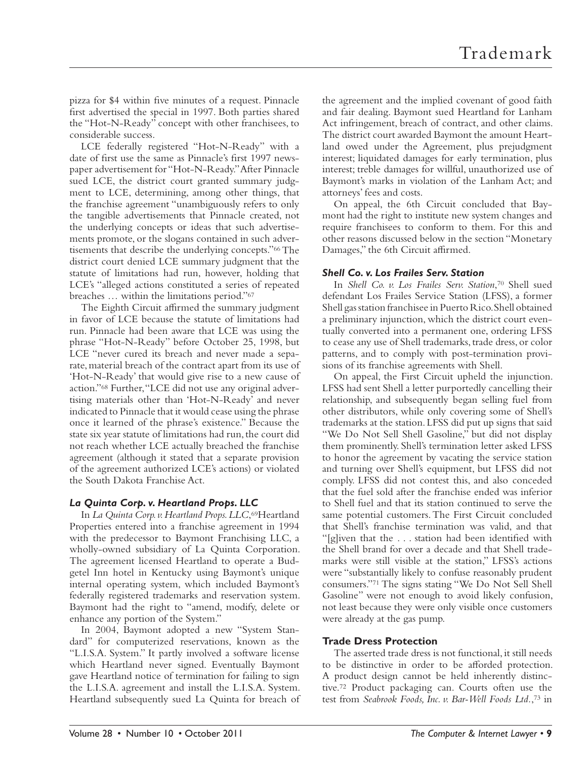pizza for $4 within five minutes of a request. Pinnacle first advertised the special in 1997. Both parties shared the "Hot-N-Ready" concept with other franchisees, to considerable success.

LCE federally registered "Hot-N-Ready" with a date of first use the same as Pinnacle's first 1997 newspaper advertisement for "Hot-N-Ready." After Pinnacle sued LCE, the district court granted summary judgment to LCE, determining, among other things, that the franchise agreement "unambiguously refers to only the tangible advertisements that Pinnacle created, not the underlying concepts or ideas that such advertisements promote, or the slogans contained in such advertisements that describe the underlying concepts."[66] The district court denied LCE summary judgment that the statute of limitations had run, however, holding that LCE's "alleged actions constituted a series of repeated breaches … within the limitations period."[67]

The Eighth Circuit affirmed the summary judgment in favor of LCE because the statute of limitations had run. Pinnacle had been aware that LCE was using the phrase "Hot-N-Ready" before October 25, 1998, but LCE "never cured its breach and never made a separate, material breach of the contract apart from its use of 'Hot-N-Ready' that would give rise to a new cause of action."[68] Further, "LCE did not use any original advertising materials other than 'Hot-N-Ready' and never indicated to Pinnacle that it would cease using the phrase once it learned of the phrase's existence." Because the state six year statute of limitations had run, the court did not reach whether LCE actually breached the franchise agreement (although it stated that a separate provision of the agreement authorized LCE's actions) or violated the South Dakota Franchise Act.

### *La Quinta Corp. v. Heartland Props. LLC*

In *La Quinta Corp. v. Heartland Props. LLC*,[69] Heartland Properties entered into a franchise agreement in 1994 with the predecessor to Baymont Franchising LLC, a wholly-owned subsidiary of La Quinta Corporation. The agreement licensed Heartland to operate a Budgetel Inn hotel in Kentucky using Baymont's unique internal operating system, which included Baymont's federally registered trademarks and reservation system. Baymont had the right to "amend, modify, delete or enhance any portion of the System."

In 2004, Baymont adopted a new "System Standard" for computerized reservations, known as the "L.I.S.A. System." It partly involved a software license which Heartland never signed. Eventually Baymont gave Heartland notice of termination for failing to sign the L.I.S.A. agreement and install the L.I.S.A. System. Heartland subsequently sued La Quinta for breach of the agreement and the implied covenant of good faith and fair dealing. Baymont sued Heartland for Lanham Act infringement, breach of contract, and other claims. The district court awarded Baymont the amount Heartland owed under the Agreement, plus prejudgment interest; liquidated damages for early termination, plus interest; treble damages for willful, unauthorized use of Baymont's marks in violation of the Lanham Act; and attorneys' fees and costs.

On appeal, the 6th Circuit concluded that Baymont had the right to institute new system changes and require franchisees to conform to them. For this and other reasons discussed below in the section "Monetary Damages," the 6th Circuit affirmed.

### *Shell Co. v. Los Frailes Serv. Station*

In *Shell Co. v. Los Frailes Serv. Station*,[70] Shell sued defendant Los Frailes Service Station (LFSS), a former Shell gas station franchisee in Puerto Rico. Shell obtained a preliminary injunction, which the district court eventually converted into a permanent one, ordering LFSS to cease any use of Shell trademarks, trade dress, or color patterns, and to comply with post-termination provisions of its franchise agreements with Shell.

On appeal, the First Circuit upheld the injunction. LFSS had sent Shell a letter purportedly cancelling their relationship, and subsequently began selling fuel from other distributors, while only covering some of Shell's trademarks at the station. LFSS did put up signs that said "We Do Not Sell Shell Gasoline," but did not display them prominently. Shell's termination letter asked LFSS to honor the agreement by vacating the service station and turning over Shell's equipment, but LFSS did not comply. LFSS did not contest this, and also conceded that the fuel sold after the franchise ended was inferior to Shell fuel and that its station continued to serve the same potential customers. The First Circuit concluded that Shell's franchise termination was valid, and that "[g]iven that the . . . station had been identified with the Shell brand for over a decade and that Shell trademarks were still visible at the station," LFSS's actions were "substantially likely to confuse reasonably prudent consumers."[71] The signs stating "We Do Not Sell Shell Gasoline" were not enough to avoid likely confusion, not least because they were only visible once customers were already at the gas pump.

## Trade Dress Protection

The asserted trade dress is not functional, it still needs to be distinctive in order to be afforded protection. A product design cannot be held inherently distinctive.[72] Product packaging can. Courts often use the test from *Seabrook Foods, Inc. v. Bar-Well Foods Ltd.*,[73] in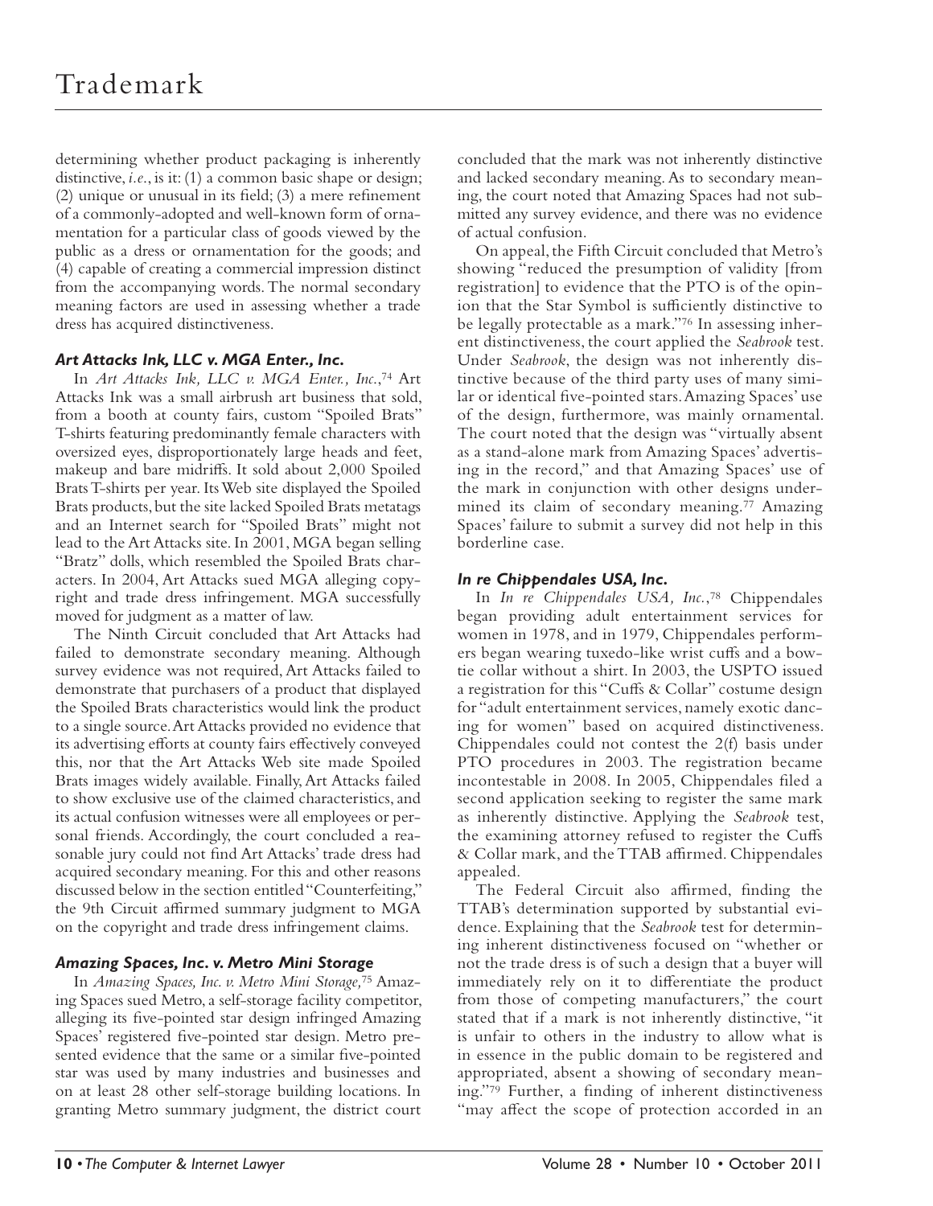determining whether product packaging is inherently distinctive, *i.e.*, is it: (1) a common basic shape or design; (2) unique or unusual in its field; (3) a mere refinement of a commonly-adopted and well-known form of ornamentation for a particular class of goods viewed by the public as a dress or ornamentation for the goods; and (4) capable of creating a commercial impression distinct from the accompanying words. The normal secondary meaning factors are used in assessing whether a trade dress has acquired distinctiveness.

### *Art Attacks Ink, LLC v. MGA Enter., Inc.*

In *Art Attacks Ink, LLC v. MGA Enter., Inc.*,[74] Art Attacks Ink was a small airbrush art business that sold, from a booth at county fairs, custom "Spoiled Brats" T-shirts featuring predominantly female characters with oversized eyes, disproportionately large heads and feet, makeup and bare midriffs. It sold about 2,000 Spoiled Brats T-shirts per year. Its Web site displayed the Spoiled Brats products, but the site lacked Spoiled Brats metatags and an Internet search for "Spoiled Brats" might not lead to the Art Attacks site. In 2001, MGA began selling "Bratz" dolls, which resembled the Spoiled Brats characters. In 2004, Art Attacks sued MGA alleging copyright and trade dress infringement. MGA successfully moved for judgment as a matter of law.

The Ninth Circuit concluded that Art Attacks had failed to demonstrate secondary meaning. Although survey evidence was not required, Art Attacks failed to demonstrate that purchasers of a product that displayed the Spoiled Brats characteristics would link the product to a single source. Art Attacks provided no evidence that its advertising efforts at county fairs effectively conveyed this, nor that the Art Attacks Web site made Spoiled Brats images widely available. Finally, Art Attacks failed to show exclusive use of the claimed characteristics, and its actual confusion witnesses were all employees or personal friends. Accordingly, the court concluded a reasonable jury could not find Art Attacks' trade dress had acquired secondary meaning. For this and other reasons discussed below in the section entitled "Counterfeiting," the 9th Circuit affirmed summary judgment to MGA on the copyright and trade dress infringement claims.

### *Amazing Spaces, Inc. v. Metro Mini Storage*

In *Amazing Spaces, Inc. v. Metro Mini Storage,*[75] Amazing Spaces sued Metro, a self-storage facility competitor, alleging its five-pointed star design infringed Amazing Spaces' registered five-pointed star design. Metro presented evidence that the same or a similar five-pointed star was used by many industries and businesses and on at least 28 other self-storage building locations. In granting Metro summary judgment, the district court concluded that the mark was not inherently distinctive and lacked secondary meaning. As to secondary meaning, the court noted that Amazing Spaces had not submitted any survey evidence, and there was no evidence of actual confusion.

On appeal, the Fifth Circuit concluded that Metro's showing "reduced the presumption of validity [from registration] to evidence that the PTO is of the opinion that the Star Symbol is sufficiently distinctive to be legally protectable as a mark."[76] In assessing inherent distinctiveness, the court applied the *Seabrook* test. Under *Seabrook*, the design was not inherently distinctive because of the third party uses of many similar or identical five-pointed stars. Amazing Spaces' use of the design, furthermore, was mainly ornamental. The court noted that the design was "virtually absent as a stand-alone mark from Amazing Spaces' advertising in the record," and that Amazing Spaces' use of the mark in conjunction with other designs undermined its claim of secondary meaning.[77] Amazing Spaces' failure to submit a survey did not help in this borderline case.

### *In re Chippendales USA, Inc.*

In *In re Chippendales USA, Inc.*,[78] Chippendales began providing adult entertainment services for women in 1978, and in 1979, Chippendales performers began wearing tuxedo-like wrist cuffs and a bowtie collar without a shirt. In 2003, the USPTO issued a registration for this "Cuffs & Collar" costume design for "adult entertainment services, namely exotic dancing for women" based on acquired distinctiveness. Chippendales could not contest the 2(f) basis under PTO procedures in 2003. The registration became incontestable in 2008. In 2005, Chippendales filed a second application seeking to register the same mark as inherently distinctive. Applying the *Seabrook* test, the examining attorney refused to register the Cuffs & Collar mark, and the TTAB affirmed. Chippendales appealed.

The Federal Circuit also affirmed, finding the TTAB's determination supported by substantial evidence. Explaining that the *Seabrook* test for determining inherent distinctiveness focused on "whether or not the trade dress is of such a design that a buyer will immediately rely on it to differentiate the product from those of competing manufacturers," the court stated that if a mark is not inherently distinctive, "it is unfair to others in the industry to allow what is in essence in the public domain to be registered and appropriated, absent a showing of secondary meaning."[79] Further, a finding of inherent distinctiveness "may affect the scope of protection accorded in an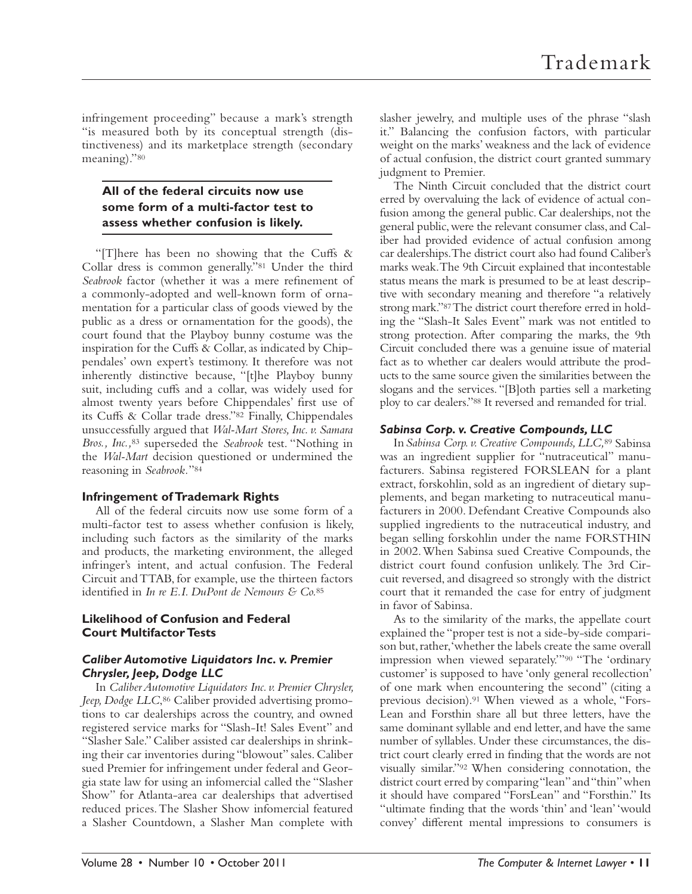infringement proceeding" because a mark's strength "is measured both by its conceptual strength (distinctiveness) and its marketplace strength (secondary meaning)."[80]

**All of the federal circuits now use some form of a multi-factor test to assess whether confusion is likely.**

"[T]here has been no showing that the Cuffs & Collar dress is common generally."[81] Under the third *Seabrook* factor (whether it was a mere refinement of a commonly-adopted and well-known form of ornamentation for a particular class of goods viewed by the public as a dress or ornamentation for the goods), the court found that the Playboy bunny costume was the inspiration for the Cuffs & Collar, as indicated by Chippendales' own expert's testimony. It therefore was not inherently distinctive because, "[t]he Playboy bunny suit, including cuffs and a collar, was widely used for almost twenty years before Chippendales' first use of its Cuffs & Collar trade dress."[82] Finally, Chippendales unsuccessfully argued that *Wal-Mart Stores, Inc. v. Samara Bros., Inc.*,[83] superseded the *Seabrook* test. "Nothing in the *Wal-Mart* decision questioned or undermined the reasoning in *Seabrook*."[84]

### Infringement of Trademark Rights

All of the federal circuits now use some form of a multi-factor test to assess whether confusion is likely, including such factors as the similarity of the marks and products, the marketing environment, the alleged infringer's intent, and actual confusion. The Federal Circuit and TTAB, for example, use the thirteen factors identified in *In re E.I. DuPont de Nemours & Co.*[85]

### Likelihood of Confusion and Federal Court Multifactor Tests

#### *Caliber Automotive Liquidators Inc. v. Premier Chrysler, Jeep, Dodge LLC*

In *Caliber Automotive Liquidators Inc. v. Premier Chrysler, Jeep, Dodge LLC*,[86] Caliber provided advertising promotions to car dealerships across the country, and owned registered service marks for "Slash-It! Sales Event" and "Slasher Sale." Caliber assisted car dealerships in shrinking their car inventories during "blowout" sales. Caliber sued Premier for infringement under federal and Georgia state law for using an infomercial called the "Slasher Show" for Atlanta-area car dealerships that advertised reduced prices. The Slasher Show infomercial featured a Slasher Countdown, a Slasher Man complete with slasher jewelry, and multiple uses of the phrase "slash it." Balancing the confusion factors, with particular weight on the marks' weakness and the lack of evidence of actual confusion, the district court granted summary judgment to Premier.

The Ninth Circuit concluded that the district court erred by overvaluing the lack of evidence of actual confusion among the general public. Car dealerships, not the general public, were the relevant consumer class, and Caliber had provided evidence of actual confusion among car dealerships. The district court also had found Caliber's marks weak. The 9th Circuit explained that incontestable status means the mark is presumed to be at least descriptive with secondary meaning and therefore "a relatively strong mark."[87] The district court therefore erred in holding the "Slash-It Sales Event" mark was not entitled to strong protection. After comparing the marks, the 9th Circuit concluded there was a genuine issue of material fact as to whether car dealers would attribute the products to the same source given the similarities between the slogans and the services. "[B]oth parties sell a marketing ploy to car dealers."[88] It reversed and remanded for trial.

#### *Sabinsa Corp. v. Creative Compounds, LLC*

In *Sabinsa Corp. v. Creative Compounds, LLC*,[89] Sabinsa was an ingredient supplier for "nutraceutical" manufacturers. Sabinsa registered FORSLEAN for a plant extract, forskohlin, sold as an ingredient of dietary supplements, and began marketing to nutraceutical manufacturers in 2000. Defendant Creative Compounds also supplied ingredients to the nutraceutical industry, and began selling forskohlin under the name FORSTHIN in 2002. When Sabinsa sued Creative Compounds, the district court found confusion unlikely. The 3rd Circuit reversed, and disagreed so strongly with the district court that it remanded the case for entry of judgment in favor of Sabinsa.

As to the similarity of the marks, the appellate court explained the "proper test is not a side-by-side comparison but, rather, 'whether the labels create the same overall impression when viewed separately.'"[90] "The 'ordinary customer' is supposed to have 'only general recollection' of one mark when encountering the second" (citing a previous decision).[91] When viewed as a whole, "Fors-Lean and Forsthin share all but three letters, have the same dominant syllable and end letter, and have the same number of syllables. Under these circumstances, the district court clearly erred in finding that the words are not visually similar."[92] When considering connotation, the district court erred by comparing "lean" and "thin" when it should have compared "ForsLean" and "Forsthin." Its "ultimate finding that the words 'thin' and 'lean' 'would convey' different mental impressions to consumers is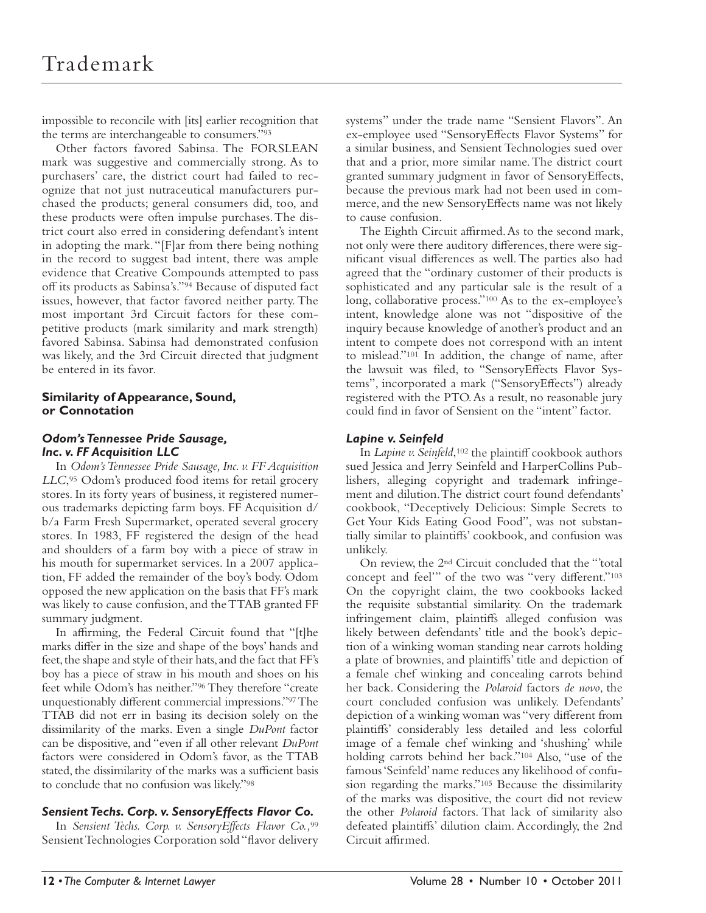impossible to reconcile with [its] earlier recognition that the terms are interchangeable to consumers."[93]

Other factors favored Sabinsa. The FORSLEAN mark was suggestive and commercially strong. As to purchasers' care, the district court had failed to recognize that not just nutraceutical manufacturers purchased the products; general consumers did, too, and these products were often impulse purchases. The district court also erred in considering defendant's intent in adopting the mark. "[F]ar from there being nothing in the record to suggest bad intent, there was ample evidence that Creative Compounds attempted to pass off its products as Sabinsa's."[94] Because of disputed fact issues, however, that factor favored neither party. The most important 3rd Circuit factors for these competitive products (mark similarity and mark strength) favored Sabinsa. Sabinsa had demonstrated confusion was likely, and the 3rd Circuit directed that judgment be entered in its favor.

## Similarity of Appearance, Sound, or Connotation

### *Odom's Tennessee Pride Sausage, Inc. v. FF Acquisition LLC*

In *Odom's Tennessee Pride Sausage, Inc. v. FF Acquisition LLC*,[95] Odom's produced food items for retail grocery stores. In its forty years of business, it registered numerous trademarks depicting farm boys. FF Acquisition d/b/a Farm Fresh Supermarket, operated several grocery stores. In 1983, FF registered the design of the head and shoulders of a farm boy with a piece of straw in his mouth for supermarket services. In a 2007 application, FF added the remainder of the boy's body. Odom opposed the new application on the basis that FF's mark was likely to cause confusion, and the TTAB granted FF summary judgment.

In affirming, the Federal Circuit found that "[t]he marks differ in the size and shape of the boys' hands and feet, the shape and style of their hats, and the fact that FF's boy has a piece of straw in his mouth and shoes on his feet while Odom's has neither."[96] They therefore "create unquestionably different commercial impressions."[97] The TTAB did not err in basing its decision solely on the dissimilarity of the marks. Even a single *DuPont* factor can be dispositive, and "even if all other relevant *DuPont* factors were considered in Odom's favor, as the TTAB stated, the dissimilarity of the marks was a sufficient basis to conclude that no confusion was likely."[98]

### *Sensient Techs. Corp. v. SensoryEffects Flavor Co.*

In *Sensient Techs. Corp. v. SensoryEffects Flavor Co.*,[99] Sensient Technologies Corporation sold "flavor delivery systems" under the trade name "Sensient Flavors". An ex-employee used "SensoryEffects Flavor Systems" for a similar business, and Sensient Technologies sued over that and a prior, more similar name. The district court granted summary judgment in favor of SensoryEffects, because the previous mark had not been used in commerce, and the new SensoryEffects name was not likely to cause confusion.

The Eighth Circuit affirmed. As to the second mark, not only were there auditory differences, there were significant visual differences as well. The parties also had agreed that the "ordinary customer of their products is sophisticated and any particular sale is the result of a long, collaborative process."[100] As to the ex-employee's intent, knowledge alone was not "dispositive of the inquiry because knowledge of another's product and an intent to compete does not correspond with an intent to mislead."[101] In addition, the change of name, after the lawsuit was filed, to "SensoryEffects Flavor Systems", incorporated a mark ("SensoryEffects") already registered with the PTO. As a result, no reasonable jury could find in favor of Sensient on the "intent" factor.

### *Lapine v. Seinfeld*

In *Lapine v. Seinfeld*,[102] the plaintiff cookbook authors sued Jessica and Jerry Seinfeld and HarperCollins Publishers, alleging copyright and trademark infringement and dilution. The district court found defendants' cookbook, "Deceptively Delicious: Simple Secrets to Get Your Kids Eating Good Food", was not substantially similar to plaintiffs' cookbook, and confusion was unlikely.

On review, the 2nd Circuit concluded that the "'total concept and feel'" of the two was "very different."[103] On the copyright claim, the two cookbooks lacked the requisite substantial similarity. On the trademark infringement claim, plaintiffs alleged confusion was likely between defendants' title and the book's depiction of a winking woman standing near carrots holding a plate of brownies, and plaintiffs' title and depiction of a female chef winking and concealing carrots behind her back. Considering the *Polaroid* factors *de novo*, the court concluded confusion was unlikely. Defendants' depiction of a winking woman was "very different from plaintiffs' considerably less detailed and less colorful image of a female chef winking and 'shushing' while holding carrots behind her back."[104] Also, "use of the famous 'Seinfeld' name reduces any likelihood of confusion regarding the marks."[105] Because the dissimilarity of the marks was dispositive, the court did not review the other *Polaroid* factors. That lack of similarity also defeated plaintiffs' dilution claim. Accordingly, the 2nd Circuit affirmed.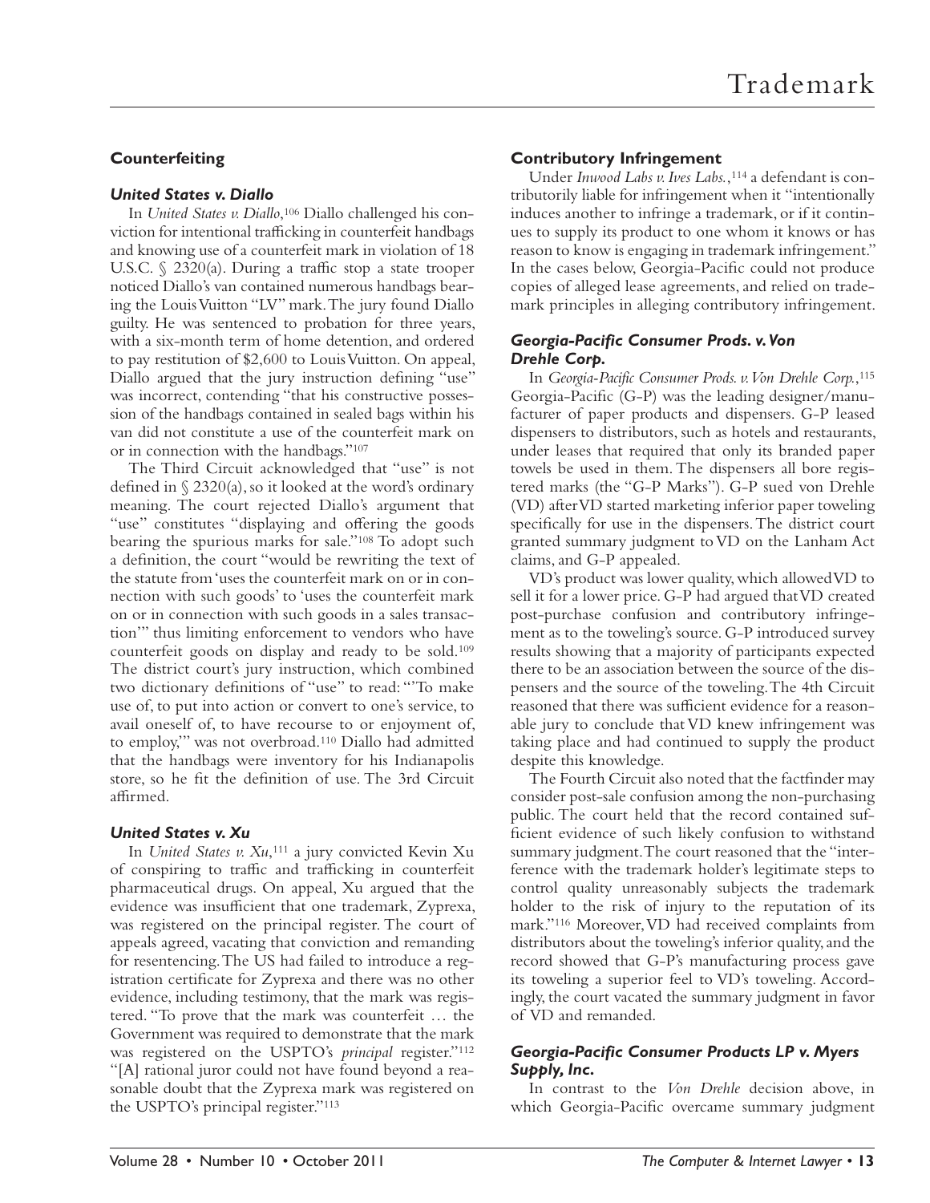## Counterfeiting

### *United States v. Diallo*

In *United States v. Diallo*,[106] Diallo challenged his conviction for intentional trafficking in counterfeit handbags and knowing use of a counterfeit mark in violation of 18 U.S.C. § 2320(a). During a traffic stop a state trooper noticed Diallo's van contained numerous handbags bearing the Louis Vuitton "LV" mark. The jury found Diallo guilty. He was sentenced to probation for three years, with a six-month term of home detention, and ordered to pay restitution of $2,600 to Louis Vuitton. On appeal, Diallo argued that the jury instruction defining "use" was incorrect, contending "that his constructive possession of the handbags contained in sealed bags within his van did not constitute a use of the counterfeit mark on or in connection with the handbags."[107]

The Third Circuit acknowledged that "use" is not defined in § 2320(a), so it looked at the word's ordinary meaning. The court rejected Diallo's argument that "use" constitutes "displaying and offering the goods bearing the spurious marks for sale."[108] To adopt such a definition, the court "would be rewriting the text of the statute from 'uses the counterfeit mark on or in connection with such goods' to 'uses the counterfeit mark on or in connection with such goods in a sales transaction'" thus limiting enforcement to vendors who have counterfeit goods on display and ready to be sold.[109] The district court's jury instruction, which combined two dictionary definitions of "use" to read: "'To make use of, to put into action or convert to one's service, to avail oneself of, to have recourse to or enjoyment of, to employ,'" was not overbroad.[110] Diallo had admitted that the handbags were inventory for his Indianapolis store, so he fit the definition of use. The 3rd Circuit affirmed.

### *United States v. Xu*

In *United States v. Xu*,[111] a jury convicted Kevin Xu of conspiring to traffic and trafficking in counterfeit pharmaceutical drugs. On appeal, Xu argued that the evidence was insufficient that one trademark, Zyprexa, was registered on the principal register. The court of appeals agreed, vacating that conviction and remanding for resentencing. The US had failed to introduce a registration certificate for Zyprexa and there was no other evidence, including testimony, that the mark was registered. "To prove that the mark was counterfeit … the Government was required to demonstrate that the mark was registered on the USPTO's *principal* register."[112] "[A] rational juror could not have found beyond a reasonable doubt that the Zyprexa mark was registered on the USPTO's principal register."[113]

## Contributory Infringement

Under *Inwood Labs v. Ives Labs.*,[114] a defendant is contributorily liable for infringement when it "intentionally induces another to infringe a trademark, or if it continues to supply its product to one whom it knows or has reason to know is engaging in trademark infringement." In the cases below, Georgia-Pacific could not produce copies of alleged lease agreements, and relied on trademark principles in alleging contributory infringement.

### *Georgia-Pacific Consumer Prods. v. Von Drehle Corp.*

In *Georgia-Pacific Consumer Prods. v. Von Drehle Corp.*,[115] Georgia-Pacific (G-P) was the leading designer/manufacturer of paper products and dispensers. G-P leased dispensers to distributors, such as hotels and restaurants, under leases that required that only its branded paper towels be used in them. The dispensers all bore registered marks (the "G-P Marks"). G-P sued von Drehle (VD) after VD started marketing inferior paper toweling specifically for use in the dispensers. The district court granted summary judgment to VD on the Lanham Act claims, and G-P appealed.

VD's product was lower quality, which allowed VD to sell it for a lower price. G-P had argued that VD created post-purchase confusion and contributory infringement as to the toweling's source. G-P introduced survey results showing that a majority of participants expected there to be an association between the source of the dispensers and the source of the toweling. The 4th Circuit reasoned that there was sufficient evidence for a reasonable jury to conclude that VD knew infringement was taking place and had continued to supply the product despite this knowledge.

The Fourth Circuit also noted that the factfinder may consider post-sale confusion among the non-purchasing public. The court held that the record contained sufficient evidence of such likely confusion to withstand summary judgment. The court reasoned that the "interference with the trademark holder's legitimate steps to control quality unreasonably subjects the trademark holder to the risk of injury to the reputation of its mark."[116] Moreover, VD had received complaints from distributors about the toweling's inferior quality, and the record showed that G-P's manufacturing process gave its toweling a superior feel to VD's toweling. Accordingly, the court vacated the summary judgment in favor of VD and remanded.

### *Georgia-Pacific Consumer Products LP v. Myers Supply, Inc.*

In contrast to the *Von Drehle* decision above, in which Georgia-Pacific overcame summary judgment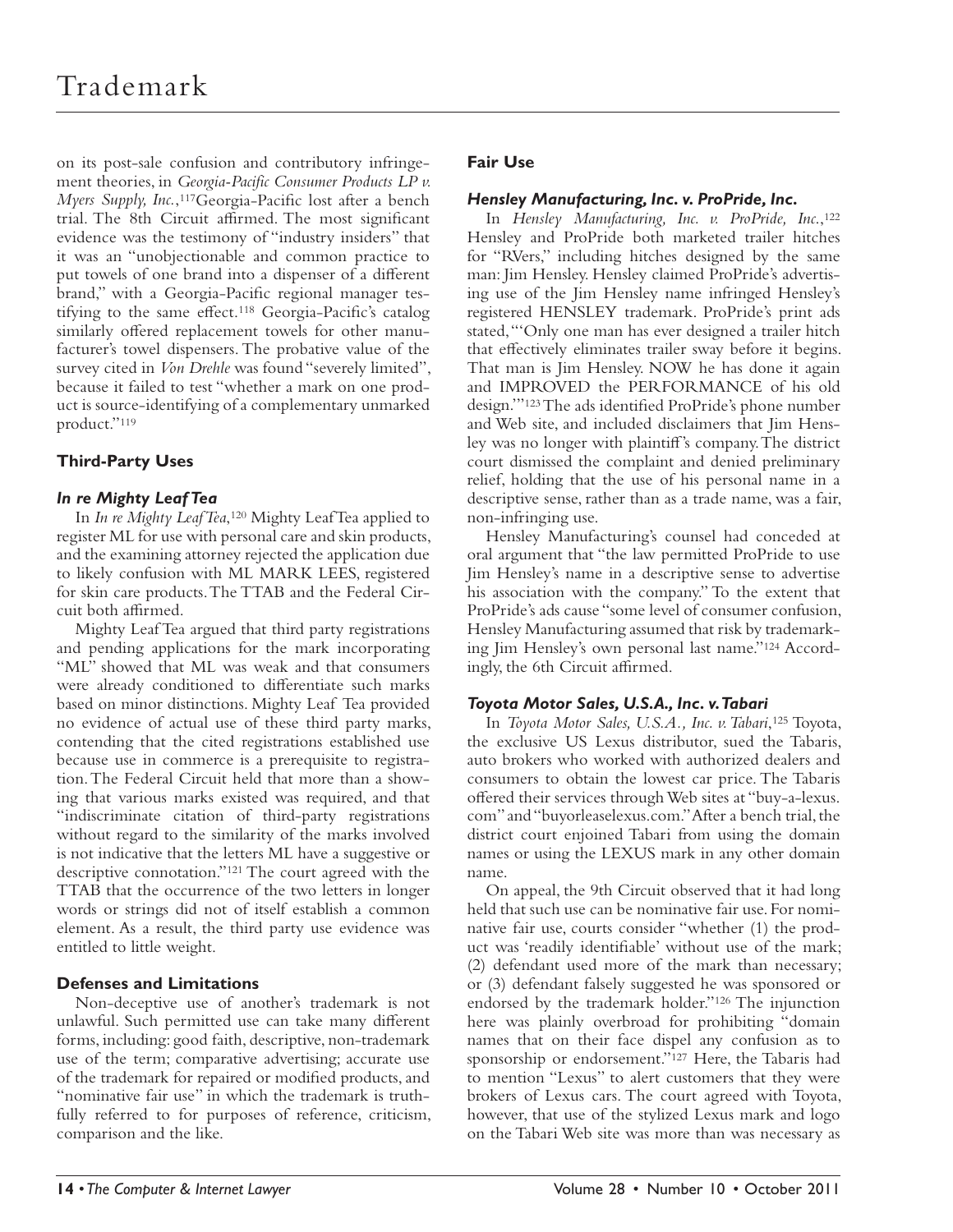on its post-sale confusion and contributory infringement theories, in *Georgia-Pacific Consumer Products LP v. Myers Supply, Inc.*,[117] Georgia-Pacific lost after a bench trial. The 8th Circuit affirmed. The most significant evidence was the testimony of "industry insiders" that it was an "unobjectionable and common practice to put towels of one brand into a dispenser of a different brand," with a Georgia-Pacific regional manager testifying to the same effect.[118] Georgia-Pacific's catalog similarly offered replacement towels for other manufacturer's towel dispensers. The probative value of the survey cited in *Von Drehle* was found "severely limited", because it failed to test "whether a mark on one product is source-identifying of a complementary unmarked product."[119]

### Third-Party Uses

#### *In re Mighty Leaf Tea*

In *In re Mighty Leaf Tea*,[120] Mighty Leaf Tea applied to register ML for use with personal care and skin products, and the examining attorney rejected the application due to likely confusion with ML MARK LEES, registered for skin care products. The TTAB and the Federal Circuit both affirmed.

Mighty Leaf Tea argued that third party registrations and pending applications for the mark incorporating "ML" showed that ML was weak and that consumers were already conditioned to differentiate such marks based on minor distinctions. Mighty Leaf Tea provided no evidence of actual use of these third party marks, contending that the cited registrations established use because use in commerce is a prerequisite to registration. The Federal Circuit held that more than a showing that various marks existed was required, and that "indiscriminate citation of third-party registrations without regard to the similarity of the marks involved is not indicative that the letters ML have a suggestive or descriptive connotation."[121] The court agreed with the TTAB that the occurrence of the two letters in longer words or strings did not of itself establish a common element. As a result, the third party use evidence was entitled to little weight.

### Defenses and Limitations

Non-deceptive use of another's trademark is not unlawful. Such permitted use can take many different forms, including: good faith, descriptive, non-trademark use of the term; comparative advertising; accurate use of the trademark for repaired or modified products, and "nominative fair use" in which the trademark is truthfully referred to for purposes of reference, criticism, comparison and the like.

### Fair Use

#### *Hensley Manufacturing, Inc. v. ProPride, Inc.*

In *Hensley Manufacturing, Inc. v. ProPride, Inc.*,[122] Hensley and ProPride both marketed trailer hitches for "RVers," including hitches designed by the same man: Jim Hensley. Hensley claimed ProPride's advertising use of the Jim Hensley name infringed Hensley's registered HENSLEY trademark. ProPride's print ads stated, "'Only one man has ever designed a trailer hitch that effectively eliminates trailer sway before it begins. That man is Jim Hensley. NOW he has done it again and IMPROVED the PERFORMANCE of his old design.'"[123] The ads identified ProPride's phone number and Web site, and included disclaimers that Jim Hensley was no longer with plaintiff's company. The district court dismissed the complaint and denied preliminary relief, holding that the use of his personal name in a descriptive sense, rather than as a trade name, was a fair, non-infringing use.

Hensley Manufacturing's counsel had conceded at oral argument that "the law permitted ProPride to use Jim Hensley's name in a descriptive sense to advertise his association with the company." To the extent that ProPride's ads cause "some level of consumer confusion, Hensley Manufacturing assumed that risk by trademarking Jim Hensley's own personal last name."[124] Accordingly, the 6th Circuit affirmed.

#### *Toyota Motor Sales, U.S.A., Inc. v. Tabari*

In *Toyota Motor Sales, U.S.A., Inc. v. Tabari*,[125] Toyota, the exclusive US Lexus distributor, sued the Tabaris, auto brokers who worked with authorized dealers and consumers to obtain the lowest car price. The Tabaris offered their services through Web sites at "buy-a-lexus.com" and "buyorleaselexus.com." After a bench trial, the district court enjoined Tabari from using the domain names or using the LEXUS mark in any other domain name.

On appeal, the 9th Circuit observed that it had long held that such use can be nominative fair use. For nominative fair use, courts consider "whether (1) the product was 'readily identifiable' without use of the mark; (2) defendant used more of the mark than necessary; or (3) defendant falsely suggested he was sponsored or endorsed by the trademark holder."[126] The injunction here was plainly overbroad for prohibiting "domain names that on their face dispel any confusion as to sponsorship or endorsement."[127] Here, the Tabaris had to mention "Lexus" to alert customers that they were brokers of Lexus cars. The court agreed with Toyota, however, that use of the stylized Lexus mark and logo on the Tabari Web site was more than was necessary as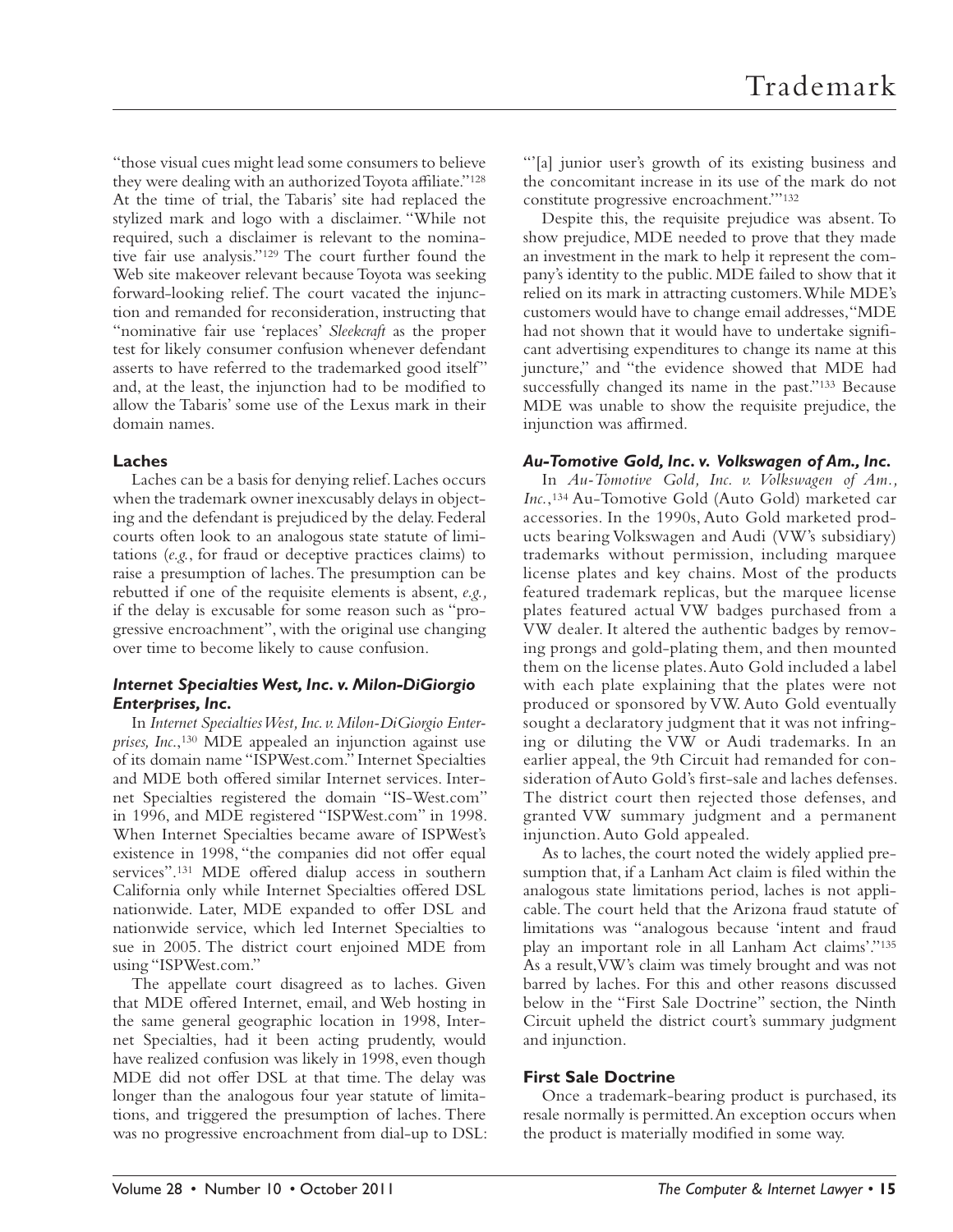"those visual cues might lead some consumers to believe they were dealing with an authorized Toyota affiliate."[128] At the time of trial, the Tabaris' site had replaced the stylized mark and logo with a disclaimer. "While not required, such a disclaimer is relevant to the nominative fair use analysis."[129] The court further found the Web site makeover relevant because Toyota was seeking forward-looking relief. The court vacated the injunction and remanded for reconsideration, instructing that "nominative fair use 'replaces' *Sleekcraft* as the proper test for likely consumer confusion whenever defendant asserts to have referred to the trademarked good itself" and, at the least, the injunction had to be modified to allow the Tabaris' some use of the Lexus mark in their domain names.

### Laches

Laches can be a basis for denying relief. Laches occurs when the trademark owner inexcusably delays in objecting and the defendant is prejudiced by the delay. Federal courts often look to an analogous state statute of limitations (*e.g.*, for fraud or deceptive practices claims) to raise a presumption of laches. The presumption can be rebutted if one of the requisite elements is absent, *e.g.,* if the delay is excusable for some reason such as "progressive encroachment", with the original use changing over time to become likely to cause confusion.

#### *Internet Specialties West, Inc. v. Milon-DiGiorgio Enterprises, Inc.*

In *Internet Specialties West, Inc. v. Milon-DiGiorgio Enterprises, Inc.*,[130] MDE appealed an injunction against use of its domain name "ISPWest.com." Internet Specialties and MDE both offered similar Internet services. Internet Specialties registered the domain "IS-West.com" in 1996, and MDE registered "ISPWest.com" in 1998. When Internet Specialties became aware of ISPWest's existence in 1998, "the companies did not offer equal services".[131] MDE offered dialup access in southern California only while Internet Specialties offered DSL nationwide. Later, MDE expanded to offer DSL and nationwide service, which led Internet Specialties to sue in 2005. The district court enjoined MDE from using "ISPWest.com."

The appellate court disagreed as to laches. Given that MDE offered Internet, email, and Web hosting in the same general geographic location in 1998, Internet Specialties, had it been acting prudently, would have realized confusion was likely in 1998, even though MDE did not offer DSL at that time. The delay was longer than the analogous four year statute of limitations, and triggered the presumption of laches. There was no progressive encroachment from dial-up to DSL: "'[a] junior user's growth of its existing business and the concomitant increase in its use of the mark do not constitute progressive encroachment.'"[132]

Despite this, the requisite prejudice was absent. To show prejudice, MDE needed to prove that they made an investment in the mark to help it represent the company's identity to the public. MDE failed to show that it relied on its mark in attracting customers. While MDE's customers would have to change email addresses, "MDE had not shown that it would have to undertake significant advertising expenditures to change its name at this juncture," and "the evidence showed that MDE had successfully changed its name in the past."[133] Because MDE was unable to show the requisite prejudice, the injunction was affirmed.

#### *Au-Tomotive Gold, Inc. v. Volkswagen of Am., Inc.*

In *Au-Tomotive Gold, Inc. v. Volkswagen of Am., Inc.*,[134] Au-Tomotive Gold (Auto Gold) marketed car accessories. In the 1990s, Auto Gold marketed products bearing Volkswagen and Audi (VW's subsidiary) trademarks without permission, including marquee license plates and key chains. Most of the products featured trademark replicas, but the marquee license plates featured actual VW badges purchased from a VW dealer. It altered the authentic badges by removing prongs and gold-plating them, and then mounted them on the license plates. Auto Gold included a label with each plate explaining that the plates were not produced or sponsored by VW. Auto Gold eventually sought a declaratory judgment that it was not infringing or diluting the VW or Audi trademarks. In an earlier appeal, the 9th Circuit had remanded for consideration of Auto Gold's first-sale and laches defenses. The district court then rejected those defenses, and granted VW summary judgment and a permanent injunction. Auto Gold appealed.

As to laches, the court noted the widely applied presumption that, if a Lanham Act claim is filed within the analogous state limitations period, laches is not applicable. The court held that the Arizona fraud statute of limitations was "analogous because 'intent and fraud play an important role in all Lanham Act claims'."[135] As a result, VW's claim was timely brought and was not barred by laches. For this and other reasons discussed below in the "First Sale Doctrine" section, the Ninth Circuit upheld the district court's summary judgment and injunction.

### First Sale Doctrine

Once a trademark-bearing product is purchased, its resale normally is permitted. An exception occurs when the product is materially modified in some way.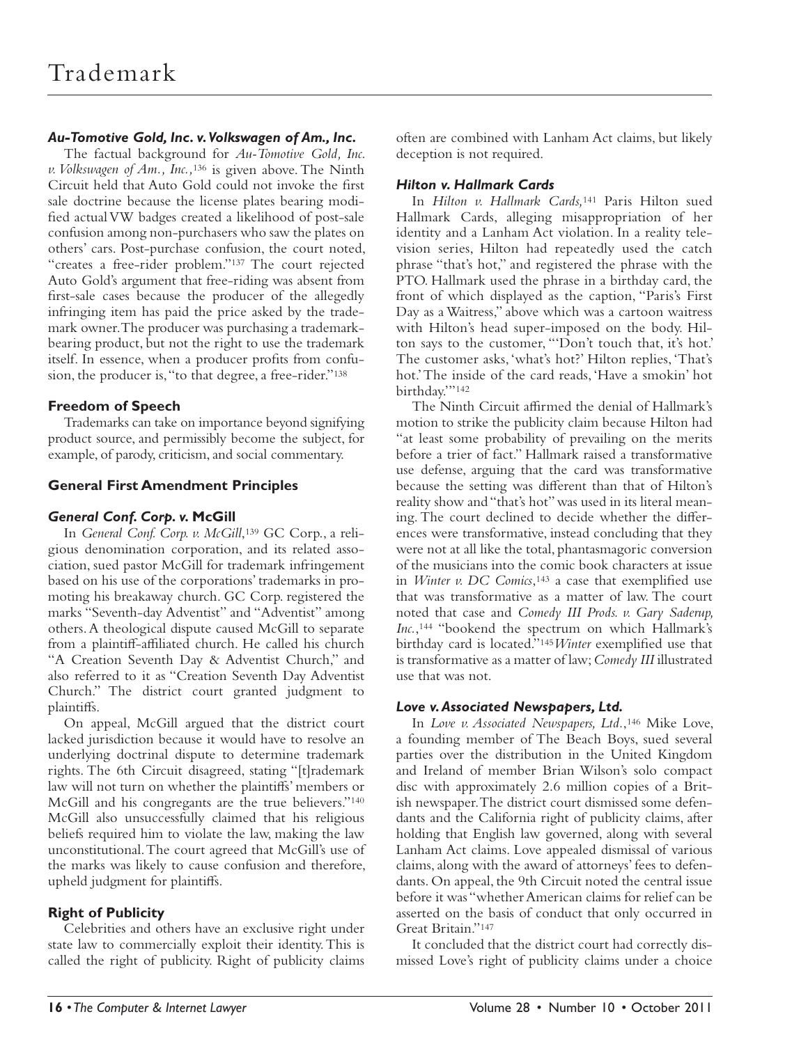## Trademark

### *Au-Tomotive Gold, Inc. v. Volkswagen of Am., Inc.*

The factual background for *Au-Tomotive Gold, Inc. v. Volkswagen of Am., Inc.,*[136] is given above. The Ninth Circuit held that Auto Gold could not invoke the first sale doctrine because the license plates bearing modified actual VW badges created a likelihood of post-sale confusion among non-purchasers who saw the plates on others' cars. Post-purchase confusion, the court noted, "creates a free-rider problem."[137] The court rejected Auto Gold's argument that free-riding was absent from first-sale cases because the producer of the allegedly infringing item has paid the price asked by the trademark owner. The producer was purchasing a trademark-bearing product, but not the right to use the trademark itself. In essence, when a producer profits from confusion, the producer is, "to that degree, a free-rider."[138]

### Freedom of Speech

Trademarks can take on importance beyond signifying product source, and permissibly become the subject, for example, of parody, criticism, and social commentary.

### General First Amendment Principles

### *General Conf. Corp. v.* McGill

In *General Conf. Corp. v. McGill,*[139] GC Corp., a religious denomination corporation, and its related association, sued pastor McGill for trademark infringement based on his use of the corporations' trademarks in promoting his breakaway church. GC Corp. registered the marks "Seventh-day Adventist" and "Adventist" among others. A theological dispute caused McGill to separate from a plaintiff-affiliated church. He called his church "A Creation Seventh Day & Adventist Church," and also referred to it as "Creation Seventh Day Adventist Church." The district court granted judgment to plaintiffs.

On appeal, McGill argued that the district court lacked jurisdiction because it would have to resolve an underlying doctrinal dispute to determine trademark rights. The 6th Circuit disagreed, stating "[t]rademark law will not turn on whether the plaintiffs' members or McGill and his congregants are the true believers."[140] McGill also unsuccessfully claimed that his religious beliefs required him to violate the law, making the law unconstitutional. The court agreed that McGill's use of the marks was likely to cause confusion and therefore, upheld judgment for plaintiffs.

### Right of Publicity

Celebrities and others have an exclusive right under state law to commercially exploit their identity. This is called the right of publicity. Right of publicity claims often are combined with Lanham Act claims, but likely deception is not required.

### *Hilton v. Hallmark Cards*

In *Hilton v. Hallmark Cards,*[141] Paris Hilton sued Hallmark Cards, alleging misappropriation of her identity and a Lanham Act violation. In a reality television series, Hilton had repeatedly used the catch phrase "that's hot," and registered the phrase with the PTO. Hallmark used the phrase in a birthday card, the front of which displayed as the caption, "Paris's First Day as a Waitress," above which was a cartoon waitress with Hilton's head super-imposed on the body. Hilton says to the customer, "'Don't touch that, it's hot.' The customer asks, 'what's hot?' Hilton replies, 'That's hot.' The inside of the card reads, 'Have a smokin' hot birthday.'"[142]

The Ninth Circuit affirmed the denial of Hallmark's motion to strike the publicity claim because Hilton had "at least some probability of prevailing on the merits before a trier of fact." Hallmark raised a transformative use defense, arguing that the card was transformative because the setting was different than that of Hilton's reality show and "that's hot" was used in its literal meaning. The court declined to decide whether the differences were transformative, instead concluding that they were not at all like the total, phantasmagoric conversion of the musicians into the comic book characters at issue in *Winter v. DC Comics*,[143] a case that exemplified use that was transformative as a matter of law. The court noted that case and *Comedy III Prods. v. Gary Saderup, Inc.*,[144] "bookend the spectrum on which Hallmark's birthday card is located."[145] *Winter* exemplified use that is transformative as a matter of law; *Comedy III* illustrated use that was not.

### *Love v. Associated Newspapers, Ltd.*

In *Love v. Associated Newspapers, Ltd.*,[146] Mike Love, a founding member of The Beach Boys, sued several parties over the distribution in the United Kingdom and Ireland of member Brian Wilson's solo compact disc with approximately 2.6 million copies of a British newspaper. The district court dismissed some defendants and the California right of publicity claims, after holding that English law governed, along with several Lanham Act claims. Love appealed dismissal of various claims, along with the award of attorneys' fees to defendants. On appeal, the 9th Circuit noted the central issue before it was "whether American claims for relief can be asserted on the basis of conduct that only occurred in Great Britain."[147]

It concluded that the district court had correctly dismissed Love's right of publicity claims under a choice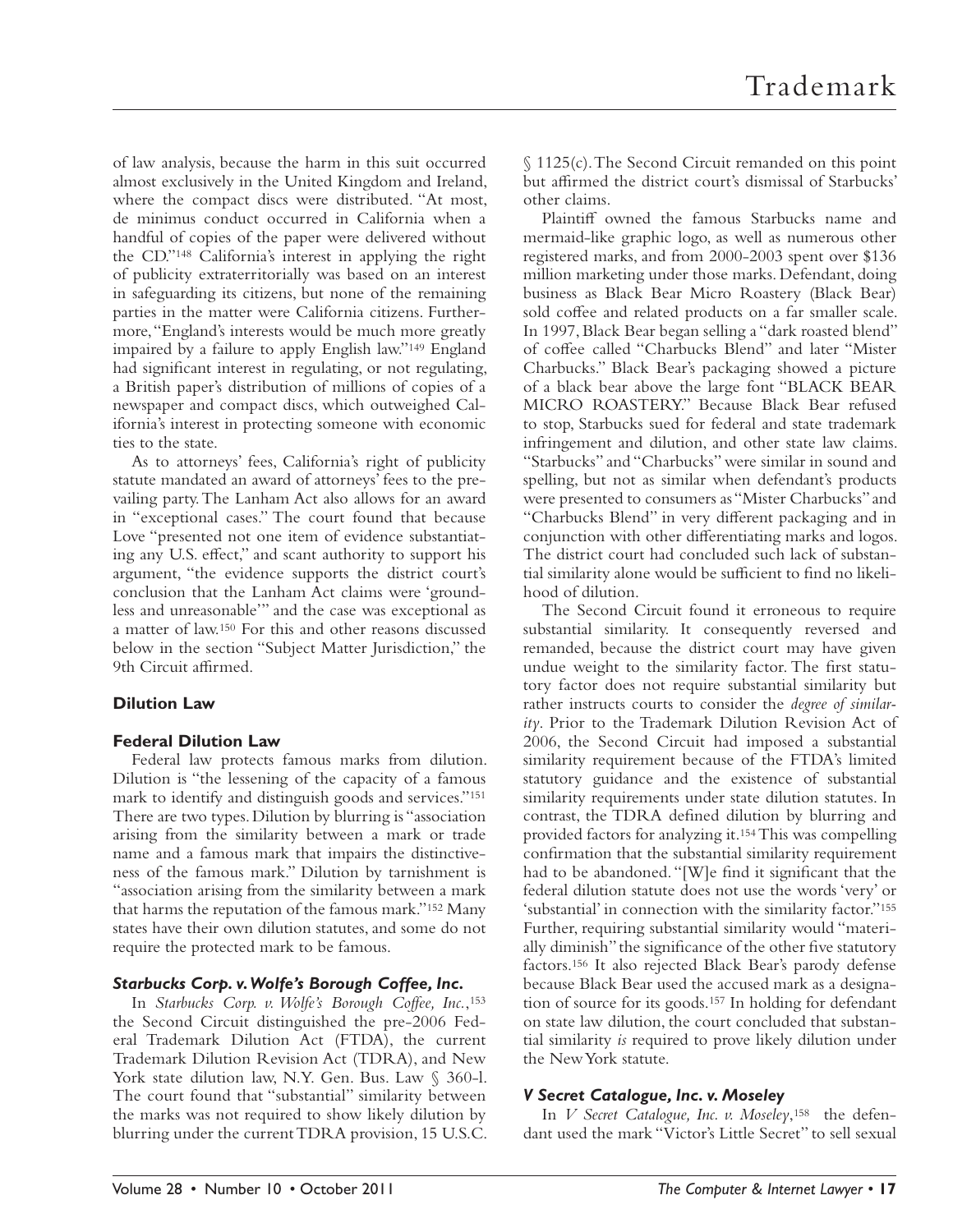of law analysis, because the harm in this suit occurred almost exclusively in the United Kingdom and Ireland, where the compact discs were distributed. "At most, de minimus conduct occurred in California when a handful of copies of the paper were delivered without the CD."[148] California's interest in applying the right of publicity extraterritorially was based on an interest in safeguarding its citizens, but none of the remaining parties in the matter were California citizens. Furthermore, "England's interests would be much more greatly impaired by a failure to apply English law."[149] England had significant interest in regulating, or not regulating, a British paper's distribution of millions of copies of a newspaper and compact discs, which outweighed California's interest in protecting someone with economic ties to the state.

As to attorneys' fees, California's right of publicity statute mandated an award of attorneys' fees to the prevailing party. The Lanham Act also allows for an award in "exceptional cases." The court found that because Love "presented not one item of evidence substantiating any U.S. effect," and scant authority to support his argument, "the evidence supports the district court's conclusion that the Lanham Act claims were 'groundless and unreasonable'" and the case was exceptional as a matter of law.[150] For this and other reasons discussed below in the section "Subject Matter Jurisdiction," the 9th Circuit affirmed.

## Dilution Law

### Federal Dilution Law

Federal law protects famous marks from dilution. Dilution is "the lessening of the capacity of a famous mark to identify and distinguish goods and services."[151] There are two types. Dilution by blurring is "association arising from the similarity between a mark or trade name and a famous mark that impairs the distinctiveness of the famous mark." Dilution by tarnishment is "association arising from the similarity between a mark that harms the reputation of the famous mark."[152] Many states have their own dilution statutes, and some do not require the protected mark to be famous.

### *Starbucks Corp. v. Wolfe's Borough Coffee, Inc.*

In *Starbucks Corp. v. Wolfe's Borough Coffee, Inc.*,[153] the Second Circuit distinguished the pre-2006 Federal Trademark Dilution Act (FTDA), the current Trademark Dilution Revision Act (TDRA), and New York state dilution law, N.Y. Gen. Bus. Law § 360-l. The court found that "substantial" similarity between the marks was not required to show likely dilution by blurring under the current TDRA provision, 15 U.S.C. § 1125(c). The Second Circuit remanded on this point but affirmed the district court's dismissal of Starbucks' other claims.

Plaintiff owned the famous Starbucks name and mermaid-like graphic logo, as well as numerous other registered marks, and from 2000-2003 spent over $136 million marketing under those marks. Defendant, doing business as Black Bear Micro Roastery (Black Bear) sold coffee and related products on a far smaller scale. In 1997, Black Bear began selling a "dark roasted blend" of coffee called "Charbucks Blend" and later "Mister Charbucks." Black Bear's packaging showed a picture of a black bear above the large font "BLACK BEAR MICRO ROASTERY." Because Black Bear refused to stop, Starbucks sued for federal and state trademark infringement and dilution, and other state law claims. "Starbucks" and "Charbucks" were similar in sound and spelling, but not as similar when defendant's products were presented to consumers as "Mister Charbucks" and "Charbucks Blend" in very different packaging and in conjunction with other differentiating marks and logos. The district court had concluded such lack of substantial similarity alone would be sufficient to find no likelihood of dilution.

The Second Circuit found it erroneous to require substantial similarity. It consequently reversed and remanded, because the district court may have given undue weight to the similarity factor. The first statutory factor does not require substantial similarity but rather instructs courts to consider the *degree of similarity*. Prior to the Trademark Dilution Revision Act of 2006, the Second Circuit had imposed a substantial similarity requirement because of the FTDA's limited statutory guidance and the existence of substantial similarity requirements under state dilution statutes. In contrast, the TDRA defined dilution by blurring and provided factors for analyzing it.[154] This was compelling confirmation that the substantial similarity requirement had to be abandoned. "[W]e find it significant that the federal dilution statute does not use the words 'very' or 'substantial' in connection with the similarity factor."[155] Further, requiring substantial similarity would "materially diminish" the significance of the other five statutory factors.[156] It also rejected Black Bear's parody defense because Black Bear used the accused mark as a designation of source for its goods.[157] In holding for defendant on state law dilution, the court concluded that substantial similarity *is* required to prove likely dilution under the New York statute.

### *V Secret Catalogue, Inc. v. Moseley*

In *V Secret Catalogue, Inc. v. Moseley*,[158] the defendant used the mark "Victor's Little Secret" to sell sexual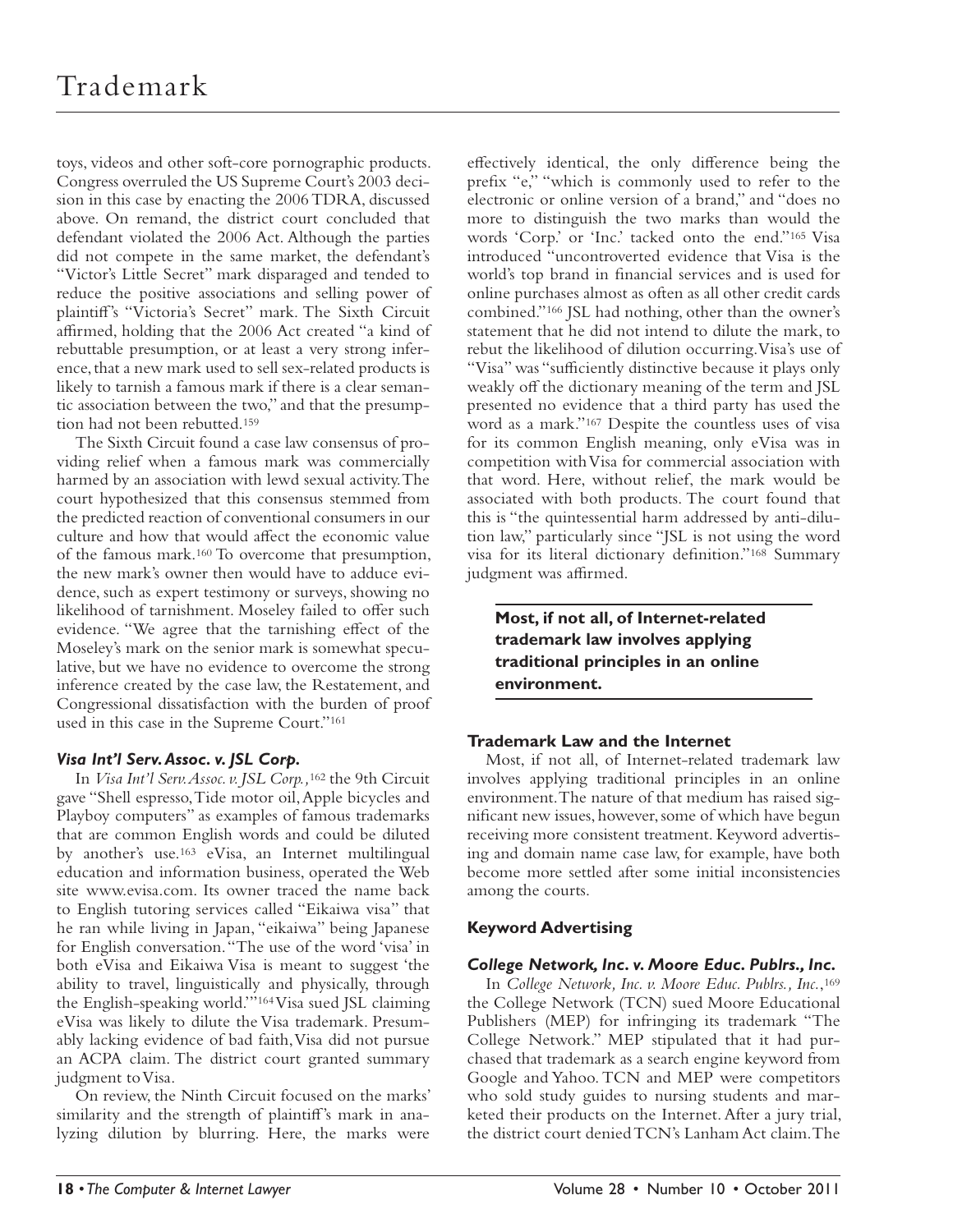toys, videos and other soft-core pornographic products. Congress overruled the US Supreme Court's 2003 decision in this case by enacting the 2006 TDRA, discussed above. On remand, the district court concluded that defendant violated the 2006 Act. Although the parties did not compete in the same market, the defendant's "Victor's Little Secret" mark disparaged and tended to reduce the positive associations and selling power of plaintiff's "Victoria's Secret" mark. The Sixth Circuit affirmed, holding that the 2006 Act created "a kind of rebuttable presumption, or at least a very strong inference, that a new mark used to sell sex-related products is likely to tarnish a famous mark if there is a clear semantic association between the two," and that the presumption had not been rebutted.[159]

The Sixth Circuit found a case law consensus of providing relief when a famous mark was commercially harmed by an association with lewd sexual activity. The court hypothesized that this consensus stemmed from the predicted reaction of conventional consumers in our culture and how that would affect the economic value of the famous mark.[160] To overcome that presumption, the new mark's owner then would have to adduce evidence, such as expert testimony or surveys, showing no likelihood of tarnishment. Moseley failed to offer such evidence. "We agree that the tarnishing effect of the Moseley's mark on the senior mark is somewhat speculative, but we have no evidence to overcome the strong inference created by the case law, the Restatement, and Congressional dissatisfaction with the burden of proof used in this case in the Supreme Court."[161]

### *Visa Int'l Serv. Assoc. v. JSL Corp.*

In *Visa Int'l Serv. Assoc. v. JSL Corp.*,[162] the 9th Circuit gave "Shell espresso, Tide motor oil, Apple bicycles and Playboy computers" as examples of famous trademarks that are common English words and could be diluted by another's use.[163] eVisa, an Internet multilingual education and information business, operated the Web site www.evisa.com. Its owner traced the name back to English tutoring services called "Eikaiwa visa" that he ran while living in Japan, "eikaiwa" being Japanese for English conversation. "The use of the word 'visa' in both eVisa and Eikaiwa Visa is meant to suggest 'the ability to travel, linguistically and physically, through the English-speaking world.'"[164] Visa sued JSL claiming eVisa was likely to dilute the Visa trademark. Presumably lacking evidence of bad faith, Visa did not pursue an ACPA claim. The district court granted summary judgment to Visa.

On review, the Ninth Circuit focused on the marks' similarity and the strength of plaintiff's mark in analyzing dilution by blurring. Here, the marks were effectively identical, the only difference being the prefix "e," "which is commonly used to refer to the electronic or online version of a brand," and "does no more to distinguish the two marks than would the words 'Corp.' or 'Inc.' tacked onto the end."[165] Visa introduced "uncontroverted evidence that Visa is the world's top brand in financial services and is used for online purchases almost as often as all other credit cards combined."[166] JSL had nothing, other than the owner's statement that he did not intend to dilute the mark, to rebut the likelihood of dilution occurring. Visa's use of "Visa" was "sufficiently distinctive because it plays only weakly off the dictionary meaning of the term and JSL presented no evidence that a third party has used the word as a mark."[167] Despite the countless uses of visa for its common English meaning, only eVisa was in competition with Visa for commercial association with that word. Here, without relief, the mark would be associated with both products. The court found that this is "the quintessential harm addressed by anti-dilution law," particularly since "JSL is not using the word visa for its literal dictionary definition."[168] Summary judgment was affirmed.

**Most, if not all, of Internet-related trademark law involves applying traditional principles in an online environment.**

## Trademark Law and the Internet

Most, if not all, of Internet-related trademark law involves applying traditional principles in an online environment. The nature of that medium has raised significant new issues, however, some of which have begun receiving more consistent treatment. Keyword advertising and domain name case law, for example, have both become more settled after some initial inconsistencies among the courts.

## Keyword Advertising

### *College Network, Inc. v. Moore Educ. Publrs., Inc.*

In *College Network, Inc. v. Moore Educ. Publrs., Inc.*,[169] the College Network (TCN) sued Moore Educational Publishers (MEP) for infringing its trademark "The College Network." MEP stipulated that it had purchased that trademark as a search engine keyword from Google and Yahoo. TCN and MEP were competitors who sold study guides to nursing students and marketed their products on the Internet. After a jury trial, the district court denied TCN's Lanham Act claim. The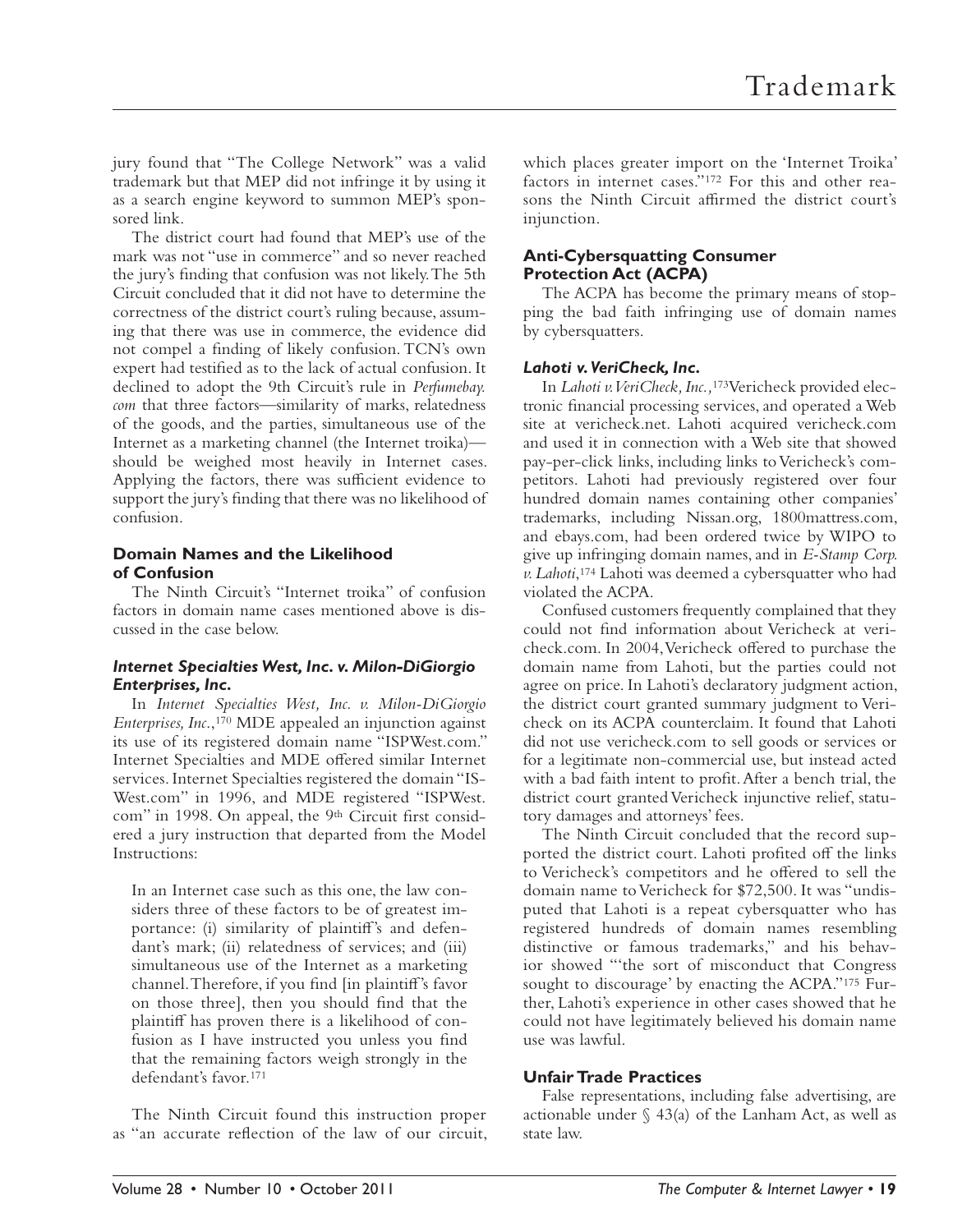jury found that "The College Network" was a valid trademark but that MEP did not infringe it by using it as a search engine keyword to summon MEP's sponsored link.

The district court had found that MEP's use of the mark was not "use in commerce" and so never reached the jury's finding that confusion was not likely. The 5th Circuit concluded that it did not have to determine the correctness of the district court's ruling because, assuming that there was use in commerce, the evidence did not compel a finding of likely confusion. TCN's own expert had testified as to the lack of actual confusion. It declined to adopt the 9th Circuit's rule in *Perfumebay.com* that three factors—similarity of marks, relatedness of the goods, and the parties, simultaneous use of the Internet as a marketing channel (the Internet troika)—should be weighed most heavily in Internet cases. Applying the factors, there was sufficient evidence to support the jury's finding that there was no likelihood of confusion.

### Domain Names and the Likelihood of Confusion

The Ninth Circuit's "Internet troika" of confusion factors in domain name cases mentioned above is discussed in the case below.

#### *Internet Specialties West, Inc. v. Milon-DiGiorgio Enterprises, Inc.*

In *Internet Specialties West, Inc. v. Milon-DiGiorgio Enterprises, Inc.*,[170] MDE appealed an injunction against its use of its registered domain name "ISPWest.com." Internet Specialties and MDE offered similar Internet services. Internet Specialties registered the domain "IS-West.com" in 1996, and MDE registered "ISPWest.com" in 1998. On appeal, the 9th Circuit first considered a jury instruction that departed from the Model Instructions:

> In an Internet case such as this one, the law considers three of these factors to be of greatest importance: (i) similarity of plaintiff's and defendant's mark; (ii) relatedness of services; and (iii) simultaneous use of the Internet as a marketing channel. Therefore, if you find [in plaintiff's favor on those three], then you should find that the plaintiff has proven there is a likelihood of confusion as I have instructed you unless you find that the remaining factors weigh strongly in the defendant's favor.[171]

The Ninth Circuit found this instruction proper as "an accurate reflection of the law of our circuit, which places greater import on the 'Internet Troika' factors in internet cases."[172] For this and other reasons the Ninth Circuit affirmed the district court's injunction.

### Anti-Cybersquatting Consumer Protection Act (ACPA)

The ACPA has become the primary means of stopping the bad faith infringing use of domain names by cybersquatters.

#### *Lahoti v. VeriCheck, Inc.*

In *Lahoti v. VeriCheck, Inc.,*[173] Vericheck provided electronic financial processing services, and operated a Web site at vericheck.net. Lahoti acquired vericheck.com and used it in connection with a Web site that showed pay-per-click links, including links to Vericheck's competitors. Lahoti had previously registered over four hundred domain names containing other companies' trademarks, including Nissan.org, 1800mattress.com, and ebays.com, had been ordered twice by WIPO to give up infringing domain names, and in *E-Stamp Corp. v. Lahoti*,[174] Lahoti was deemed a cybersquatter who had violated the ACPA.

Confused customers frequently complained that they could not find information about Vericheck at vericheck.com. In 2004, Vericheck offered to purchase the domain name from Lahoti, but the parties could not agree on price. In Lahoti's declaratory judgment action, the district court granted summary judgment to Vericheck on its ACPA counterclaim. It found that Lahoti did not use vericheck.com to sell goods or services or for a legitimate non-commercial use, but instead acted with a bad faith intent to profit. After a bench trial, the district court granted Vericheck injunctive relief, statutory damages and attorneys' fees.

The Ninth Circuit concluded that the record supported the district court. Lahoti profited off the links to Vericheck's competitors and he offered to sell the domain name to Vericheck for $72,500. It was "undisputed that Lahoti is a repeat cybersquatter who has registered hundreds of domain names resembling distinctive or famous trademarks," and his behavior showed "'the sort of misconduct that Congress sought to discourage' by enacting the ACPA."[175] Further, Lahoti's experience in other cases showed that he could not have legitimately believed his domain name use was lawful.

### Unfair Trade Practices

False representations, including false advertising, are actionable under § 43(a) of the Lanham Act, as well as state law.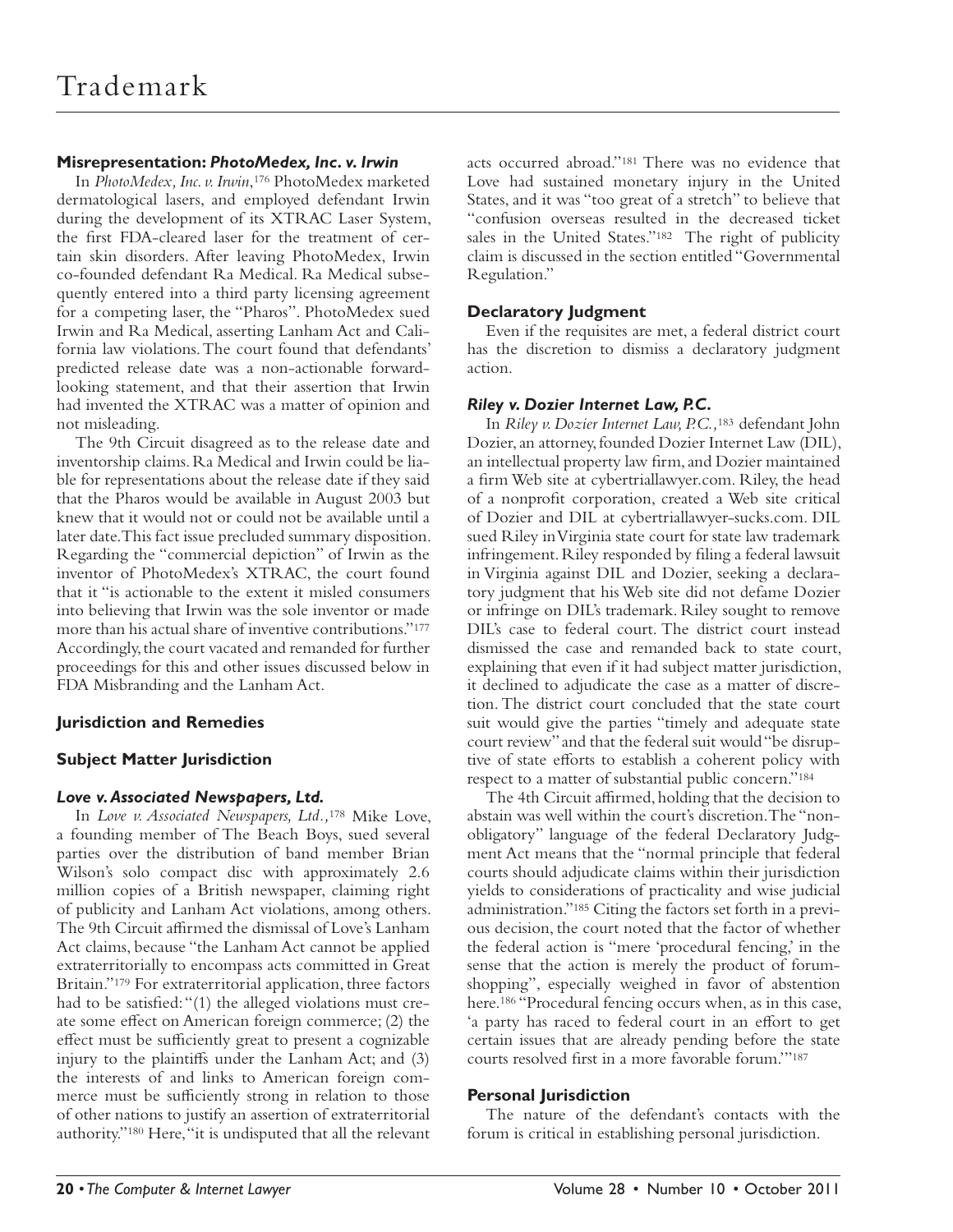## Trademark

### Misrepresentation: *PhotoMedex, Inc. v. Irwin*

In *PhotoMedex, Inc. v. Irwin*,[176] PhotoMedex marketed dermatological lasers, and employed defendant Irwin during the development of its XTRAC Laser System, the first FDA-cleared laser for the treatment of certain skin disorders. After leaving PhotoMedex, Irwin co-founded defendant Ra Medical. Ra Medical subsequently entered into a third party licensing agreement for a competing laser, the "Pharos". PhotoMedex sued Irwin and Ra Medical, asserting Lanham Act and California law violations. The court found that defendants' predicted release date was a non-actionable forward-looking statement, and that their assertion that Irwin had invented the XTRAC was a matter of opinion and not misleading.

The 9th Circuit disagreed as to the release date and inventorship claims. Ra Medical and Irwin could be liable for representations about the release date if they said that the Pharos would be available in August 2003 but knew that it would not or could not be available until a later date. This fact issue precluded summary disposition. Regarding the "commercial depiction" of Irwin as the inventor of PhotoMedex's XTRAC, the court found that it "is actionable to the extent it misled consumers into believing that Irwin was the sole inventor or made more than his actual share of inventive contributions."[177] Accordingly, the court vacated and remanded for further proceedings for this and other issues discussed below in FDA Misbranding and the Lanham Act.

### Jurisdiction and Remedies

### Subject Matter Jurisdiction

#### *Love v. Associated Newspapers, Ltd.*

In *Love v. Associated Newspapers, Ltd.*,[178] Mike Love, a founding member of The Beach Boys, sued several parties over the distribution of band member Brian Wilson's solo compact disc with approximately 2.6 million copies of a British newspaper, claiming right of publicity and Lanham Act violations, among others. The 9th Circuit affirmed the dismissal of Love's Lanham Act claims, because "the Lanham Act cannot be applied extraterritorially to encompass acts committed in Great Britain."[179] For extraterritorial application, three factors had to be satisfied: "(1) the alleged violations must create some effect on American foreign commerce; (2) the effect must be sufficiently great to present a cognizable injury to the plaintiffs under the Lanham Act; and (3) the interests of and links to American foreign commerce must be sufficiently strong in relation to those of other nations to justify an assertion of extraterritorial authority."[180] Here, "it is undisputed that all the relevant acts occurred abroad."[181] There was no evidence that Love had sustained monetary injury in the United States, and it was "too great of a stretch" to believe that "confusion overseas resulted in the decreased ticket sales in the United States."[182] The right of publicity claim is discussed in the section entitled "Governmental Regulation."

### Declaratory Judgment

Even if the requisites are met, a federal district court has the discretion to dismiss a declaratory judgment action.

#### *Riley v. Dozier Internet Law, P.C.*

In *Riley v. Dozier Internet Law, P.C.*,[183] defendant John Dozier, an attorney, founded Dozier Internet Law (DIL), an intellectual property law firm, and Dozier maintained a firm Web site at cybertriallawyer.com. Riley, the head of a nonprofit corporation, created a Web site critical of Dozier and DIL at cybertriallawyer-sucks.com. DIL sued Riley in Virginia state court for state law trademark infringement. Riley responded by filing a federal lawsuit in Virginia against DIL and Dozier, seeking a declaratory judgment that his Web site did not defame Dozier or infringe on DIL's trademark. Riley sought to remove DIL's case to federal court. The district court instead dismissed the case and remanded back to state court, explaining that even if it had subject matter jurisdiction, it declined to adjudicate the case as a matter of discretion. The district court concluded that the state court suit would give the parties "timely and adequate state court review" and that the federal suit would "be disruptive of state efforts to establish a coherent policy with respect to a matter of substantial public concern."[184]

The 4th Circuit affirmed, holding that the decision to abstain was well within the court's discretion. The "non-obligatory" language of the federal Declaratory Judgment Act means that the "normal principle that federal courts should adjudicate claims within their jurisdiction yields to considerations of practicality and wise judicial administration."[185] Citing the factors set forth in a previous decision, the court noted that the factor of whether the federal action is "mere 'procedural fencing,' in the sense that the action is merely the product of forum-shopping", especially weighed in favor of abstention here.[186] "Procedural fencing occurs when, as in this case, 'a party has raced to federal court in an effort to get certain issues that are already pending before the state courts resolved first in a more favorable forum.'"[187]

### Personal Jurisdiction

The nature of the defendant's contacts with the forum is critical in establishing personal jurisdiction.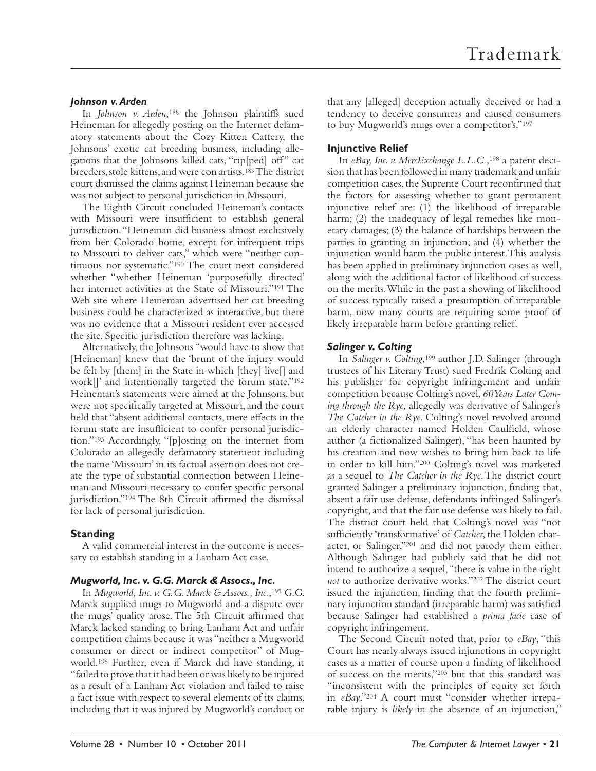### *Johnson v. Arden*

In *Johnson v. Arden*,[188] the Johnson plaintiffs sued Heineman for allegedly posting on the Internet defamatory statements about the Cozy Kitten Cattery, the Johnsons' exotic cat breeding business, including allegations that the Johnsons killed cats, "rip[ped] off" cat breeders, stole kittens, and were con artists.[189] The district court dismissed the claims against Heineman because she was not subject to personal jurisdiction in Missouri.

The Eighth Circuit concluded Heineman's contacts with Missouri were insufficient to establish general jurisdiction. "Heineman did business almost exclusively from her Colorado home, except for infrequent trips to Missouri to deliver cats," which were "neither continuous nor systematic."[190] The court next considered whether "whether Heineman 'purposefully directed' her internet activities at the State of Missouri."[191] The Web site where Heineman advertised her cat breeding business could be characterized as interactive, but there was no evidence that a Missouri resident ever accessed the site. Specific jurisdiction therefore was lacking.

Alternatively, the Johnsons "would have to show that [Heineman] knew that the 'brunt of the injury would be felt by [them] in the State in which [they] live[] and work[]' and intentionally targeted the forum state."[192] Heineman's statements were aimed at the Johnsons, but were not specifically targeted at Missouri, and the court held that "absent additional contacts, mere effects in the forum state are insufficient to confer personal jurisdiction."[193] Accordingly, "[p]osting on the internet from Colorado an allegedly defamatory statement including the name 'Missouri' in its factual assertion does not create the type of substantial connection between Heineman and Missouri necessary to confer specific personal jurisdiction."[194] The 8th Circuit affirmed the dismissal for lack of personal jurisdiction.

## Standing

A valid commercial interest in the outcome is necessary to establish standing in a Lanham Act case.

### *Mugworld, Inc. v. G.G. Marck & Assocs., Inc.*

In *Mugworld, Inc. v. G.G. Marck & Assocs., Inc.*,[195] G.G. Marck supplied mugs to Mugworld and a dispute over the mugs' quality arose. The 5th Circuit affirmed that Marck lacked standing to bring Lanham Act and unfair competition claims because it was "neither a Mugworld consumer or direct or indirect competitor" of Mugworld.[196] Further, even if Marck did have standing, it "failed to prove that it had been or was likely to be injured as a result of a Lanham Act violation and failed to raise a fact issue with respect to several elements of its claims, including that it was injured by Mugworld's conduct or that any [alleged] deception actually deceived or had a tendency to deceive consumers and caused consumers to buy Mugworld's mugs over a competitor's."[197]

## Injunctive Relief

In *eBay, Inc. v. MercExchange L.L.C.*,[198] a patent decision that has been followed in many trademark and unfair competition cases, the Supreme Court reconfirmed that the factors for assessing whether to grant permanent injunctive relief are: (1) the likelihood of irreparable harm; (2) the inadequacy of legal remedies like monetary damages; (3) the balance of hardships between the parties in granting an injunction; and (4) whether the injunction would harm the public interest. This analysis has been applied in preliminary injunction cases as well, along with the additional factor of likelihood of success on the merits. While in the past a showing of likelihood of success typically raised a presumption of irreparable harm, now many courts are requiring some proof of likely irreparable harm before granting relief.

### *Salinger v. Colting*

In *Salinger v. Colting*,[199] author J.D. Salinger (through trustees of his Literary Trust) sued Fredrik Colting and his publisher for copyright infringement and unfair competition because Colting's novel, *60 Years Later Coming through the Rye,* allegedly was derivative of Salinger's *The Catcher in the Rye*. Colting's novel revolved around an elderly character named Holden Caulfield, whose author (a fictionalized Salinger), "has been haunted by his creation and now wishes to bring him back to life in order to kill him."[200] Colting's novel was marketed as a sequel to *The Catcher in the Rye*. The district court granted Salinger a preliminary injunction, finding that, absent a fair use defense, defendants infringed Salinger's copyright, and that the fair use defense was likely to fail. The district court held that Colting's novel was "not sufficiently 'transformative' of *Catcher*, the Holden character, or Salinger,"[201] and did not parody them either. Although Salinger had publicly said that he did not intend to authorize a sequel, "there is value in the right *not* to authorize derivative works."[202] The district court issued the injunction, finding that the fourth preliminary injunction standard (irreparable harm) was satisfied because Salinger had established a *prima facie* case of copyright infringement.

The Second Circuit noted that, prior to *eBay*, "this Court has nearly always issued injunctions in copyright cases as a matter of course upon a finding of likelihood of success on the merits,"[203] but that this standard was "inconsistent with the principles of equity set forth in *eBay*."[204] A court must "consider whether irreparable injury is *likely* in the absence of an injunction,"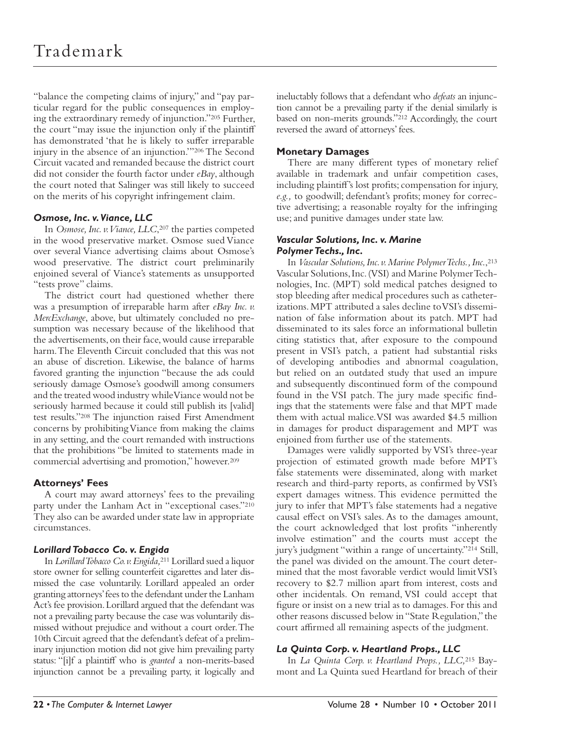"balance the competing claims of injury," and "pay particular regard for the public consequences in employing the extraordinary remedy of injunction."[205] Further, the court "may issue the injunction only if the plaintiff has demonstrated 'that he is likely to suffer irreparable injury in the absence of an injunction.'"[206] The Second Circuit vacated and remanded because the district court did not consider the fourth factor under *eBay*, although the court noted that Salinger was still likely to succeed on the merits of his copyright infringement claim.

#### *Osmose, Inc. v. Viance, LLC*

In *Osmose, Inc. v. Viance, LLC*,[207] the parties competed in the wood preservative market. Osmose sued Viance over several Viance advertising claims about Osmose's wood preservative. The district court preliminarily enjoined several of Viance's statements as unsupported "tests prove" claims.

The district court had questioned whether there was a presumption of irreparable harm after *eBay Inc. v. MercExchange*, above, but ultimately concluded no presumption was necessary because of the likelihood that the advertisements, on their face, would cause irreparable harm. The Eleventh Circuit concluded that this was not an abuse of discretion. Likewise, the balance of harms favored granting the injunction "because the ads could seriously damage Osmose's goodwill among consumers and the treated wood industry while Viance would not be seriously harmed because it could still publish its [valid] test results."[208] The injunction raised First Amendment concerns by prohibiting Viance from making the claims in any setting, and the court remanded with instructions that the prohibitions "be limited to statements made in commercial advertising and promotion," however.[209]

### Attorneys' Fees

A court may award attorneys' fees to the prevailing party under the Lanham Act in "exceptional cases."[210] They also can be awarded under state law in appropriate circumstances.

#### *Lorillard Tobacco Co. v. Engida*

In *Lorillard Tobacco Co. v. Engida*,[211] Lorillard sued a liquor store owner for selling counterfeit cigarettes and later dismissed the case voluntarily. Lorillard appealed an order granting attorneys' fees to the defendant under the Lanham Act's fee provision. Lorillard argued that the defendant was not a prevailing party because the case was voluntarily dismissed without prejudice and without a court order. The 10th Circuit agreed that the defendant's defeat of a preliminary injunction motion did not give him prevailing party status: "[i]f a plaintiff who is *granted* a non-merits-based injunction cannot be a prevailing party, it logically and ineluctably follows that a defendant who *defeats* an injunction cannot be a prevailing party if the denial similarly is based on non-merits grounds."[212] Accordingly, the court reversed the award of attorneys' fees.

### Monetary Damages

There are many different types of monetary relief available in trademark and unfair competition cases, including plaintiff's lost profits; compensation for injury, *e.g.,* to goodwill; defendant's profits; money for corrective advertising; a reasonable royalty for the infringing use; and punitive damages under state law.

#### *Vascular Solutions, Inc. v. Marine Polymer Techs., Inc.*

In *Vascular Solutions, Inc. v. Marine Polymer Techs., Inc.*,[213] Vascular Solutions, Inc. (VSI) and Marine Polymer Technologies, Inc. (MPT) sold medical patches designed to stop bleeding after medical procedures such as catheterizations. MPT attributed a sales decline to VSI's dissemination of false information about its patch. MPT had disseminated to its sales force an informational bulletin citing statistics that, after exposure to the compound present in VSI's patch, a patient had substantial risks of developing antibodies and abnormal coagulation, but relied on an outdated study that used an impure and subsequently discontinued form of the compound found in the VSI patch. The jury made specific findings that the statements were false and that MPT made them with actual malice. VSI was awarded \$4.5 million in damages for product disparagement and MPT was enjoined from further use of the statements.

Damages were validly supported by VSI's three-year projection of estimated growth made before MPT's false statements were disseminated, along with market research and third-party reports, as confirmed by VSI's expert damages witness. This evidence permitted the jury to infer that MPT's false statements had a negative causal effect on VSI's sales. As to the damages amount, the court acknowledged that lost profits "inherently involve estimation" and the courts must accept the jury's judgment "within a range of uncertainty."[214] Still, the panel was divided on the amount. The court determined that the most favorable verdict would limit VSI's recovery to \$2.7 million apart from interest, costs and other incidentals. On remand, VSI could accept that figure or insist on a new trial as to damages. For this and other reasons discussed below in "State Regulation," the court affirmed all remaining aspects of the judgment.

#### *La Quinta Corp. v. Heartland Props., LLC*

In *La Quinta Corp. v. Heartland Props., LLC*,[215] Baymont and La Quinta sued Heartland for breach of their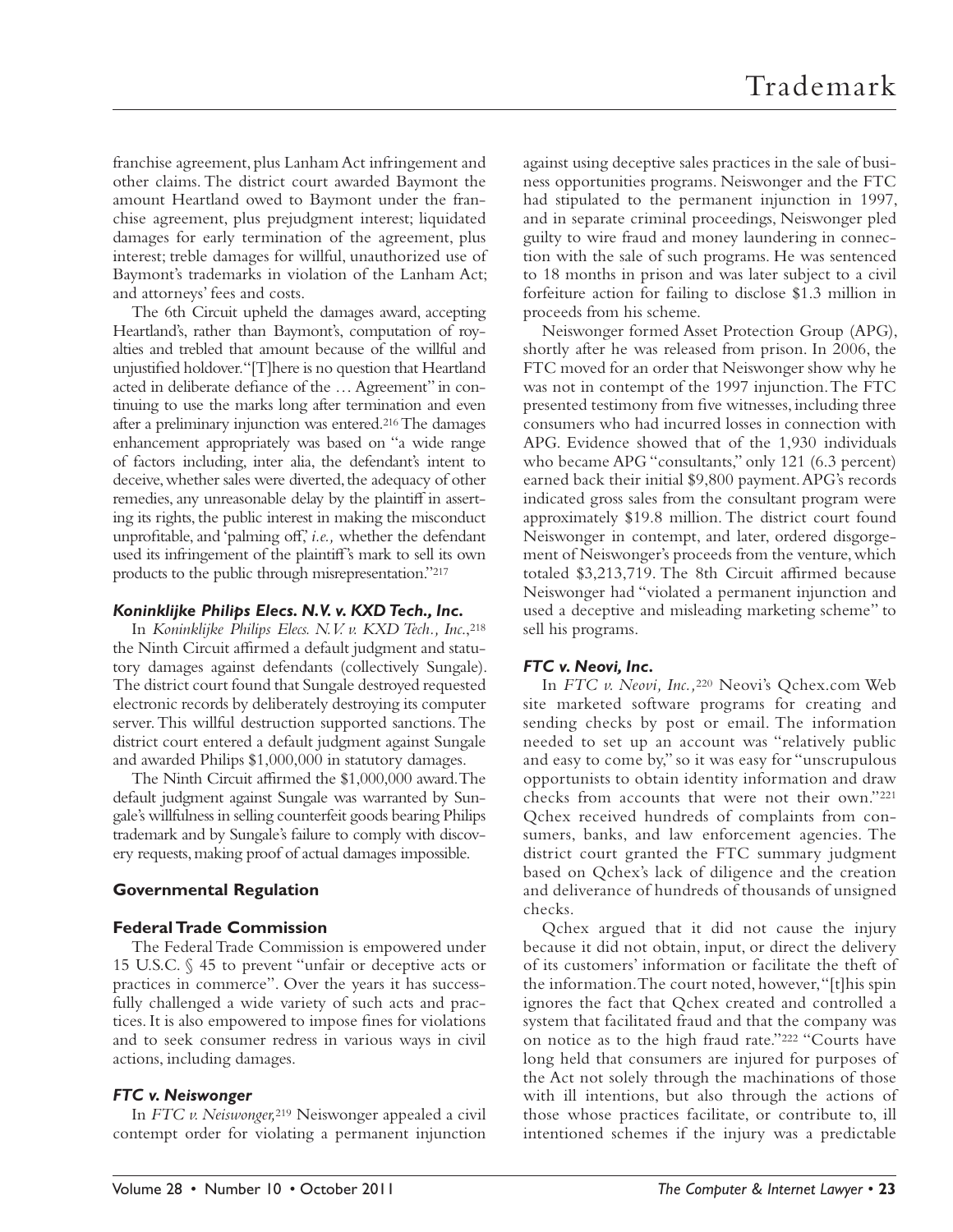franchise agreement, plus Lanham Act infringement and other claims. The district court awarded Baymont the amount Heartland owed to Baymont under the franchise agreement, plus prejudgment interest; liquidated damages for early termination of the agreement, plus interest; treble damages for willful, unauthorized use of Baymont's trademarks in violation of the Lanham Act; and attorneys' fees and costs.

The 6th Circuit upheld the damages award, accepting Heartland's, rather than Baymont's, computation of royalties and trebled that amount because of the willful and unjustified holdover. "[T]here is no question that Heartland acted in deliberate defiance of the … Agreement" in continuing to use the marks long after termination and even after a preliminary injunction was entered.[216] The damages enhancement appropriately was based on "a wide range of factors including, inter alia, the defendant's intent to deceive, whether sales were diverted, the adequacy of other remedies, any unreasonable delay by the plaintiff in asserting its rights, the public interest in making the misconduct unprofitable, and 'palming off,' *i.e.,* whether the defendant used its infringement of the plaintiff's mark to sell its own products to the public through misrepresentation."[217]

#### *Koninklijke Philips Elecs. N.V. v. KXD Tech., Inc.*

In *Koninklijke Philips Elecs. N.V. v. KXD Tech., Inc.*,[218] the Ninth Circuit affirmed a default judgment and statutory damages against defendants (collectively Sungale). The district court found that Sungale destroyed requested electronic records by deliberately destroying its computer server. This willful destruction supported sanctions. The district court entered a default judgment against Sungale and awarded Philips $1,000,000 in statutory damages.

The Ninth Circuit affirmed the $1,000,000 award. The default judgment against Sungale was warranted by Sungale's willfulness in selling counterfeit goods bearing Philips trademark and by Sungale's failure to comply with discovery requests, making proof of actual damages impossible.

### Governmental Regulation

#### Federal Trade Commission

The Federal Trade Commission is empowered under 15 U.S.C. § 45 to prevent "unfair or deceptive acts or practices in commerce". Over the years it has successfully challenged a wide variety of such acts and practices. It is also empowered to impose fines for violations and to seek consumer redress in various ways in civil actions, including damages.

#### *FTC v. Neiswonger*

In *FTC v. Neiswonger,*[219] Neiswonger appealed a civil contempt order for violating a permanent injunction against using deceptive sales practices in the sale of business opportunities programs. Neiswonger and the FTC had stipulated to the permanent injunction in 1997, and in separate criminal proceedings, Neiswonger pled guilty to wire fraud and money laundering in connection with the sale of such programs. He was sentenced to 18 months in prison and was later subject to a civil forfeiture action for failing to disclose $1.3 million in proceeds from his scheme.

Neiswonger formed Asset Protection Group (APG), shortly after he was released from prison. In 2006, the FTC moved for an order that Neiswonger show why he was not in contempt of the 1997 injunction. The FTC presented testimony from five witnesses, including three consumers who had incurred losses in connection with APG. Evidence showed that of the 1,930 individuals who became APG "consultants," only 121 (6.3 percent) earned back their initial $9,800 payment. APG's records indicated gross sales from the consultant program were approximately $19.8 million. The district court found Neiswonger in contempt, and later, ordered disgorgement of Neiswonger's proceeds from the venture, which totaled $3,213,719. The 8th Circuit affirmed because Neiswonger had "violated a permanent injunction and used a deceptive and misleading marketing scheme" to sell his programs.

#### *FTC v. Neovi, Inc.*

In *FTC v. Neovi, Inc.,*[220] Neovi's Qchex.com Web site marketed software programs for creating and sending checks by post or email. The information needed to set up an account was "relatively public and easy to come by," so it was easy for "unscrupulous opportunists to obtain identity information and draw checks from accounts that were not their own."[221] Qchex received hundreds of complaints from consumers, banks, and law enforcement agencies. The district court granted the FTC summary judgment based on Qchex's lack of diligence and the creation and deliverance of hundreds of thousands of unsigned checks.

Qchex argued that it did not cause the injury because it did not obtain, input, or direct the delivery of its customers' information or facilitate the theft of the information. The court noted, however, "[t]his spin ignores the fact that Qchex created and controlled a system that facilitated fraud and that the company was on notice as to the high fraud rate."[222] "Courts have long held that consumers are injured for purposes of the Act not solely through the machinations of those with ill intentions, but also through the actions of those whose practices facilitate, or contribute to, ill intentioned schemes if the injury was a predictable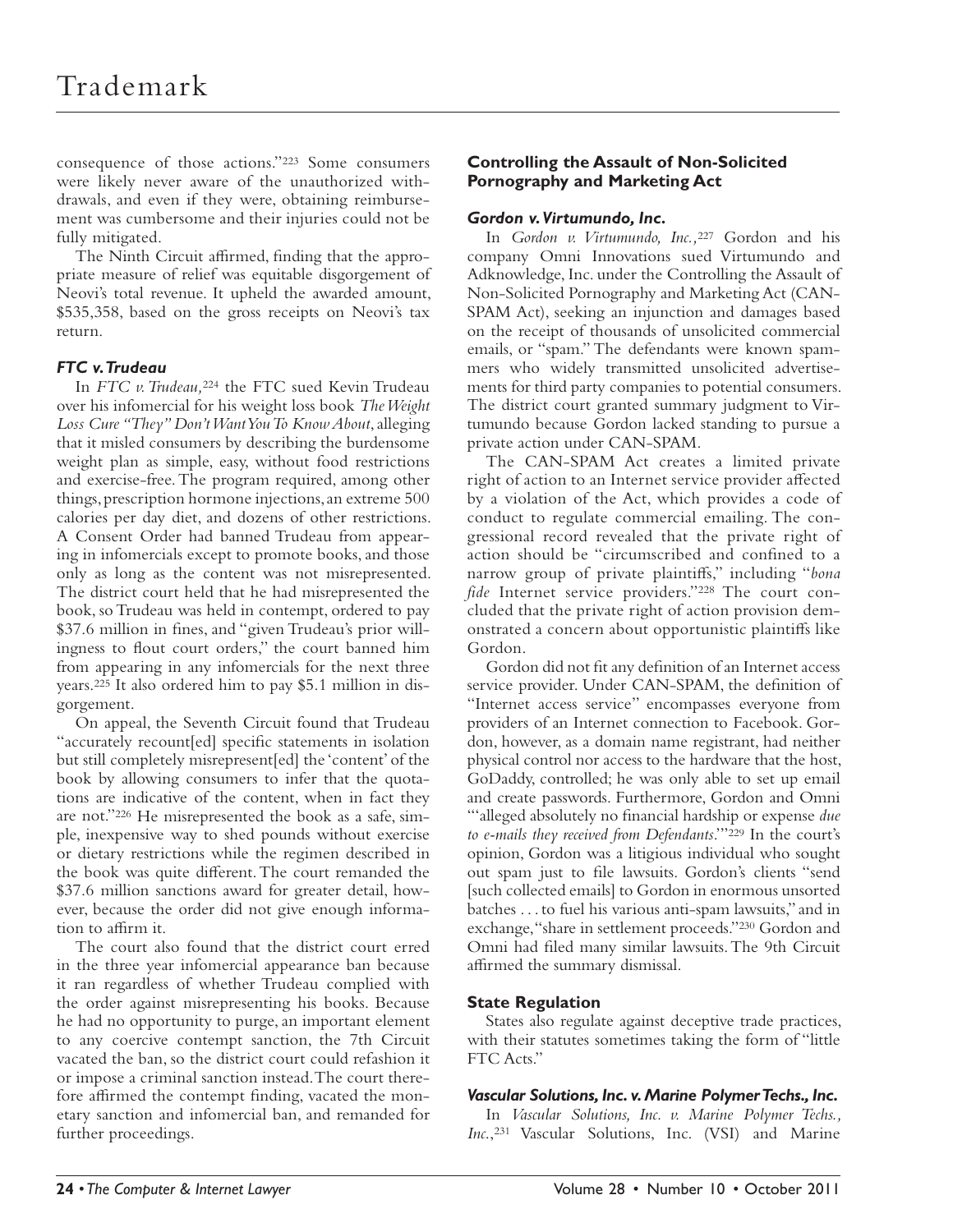consequence of those actions."[223] Some consumers were likely never aware of the unauthorized withdrawals, and even if they were, obtaining reimbursement was cumbersome and their injuries could not be fully mitigated.

The Ninth Circuit affirmed, finding that the appropriate measure of relief was equitable disgorgement of Neovi's total revenue. It upheld the awarded amount, $535,358, based on the gross receipts on Neovi's tax return.

### *FTC v. Trudeau*

In *FTC v. Trudeau,*[224] the FTC sued Kevin Trudeau over his infomercial for his weight loss book *The Weight Loss Cure "They" Don't Want You To Know About*, alleging that it misled consumers by describing the burdensome weight plan as simple, easy, without food restrictions and exercise-free. The program required, among other things, prescription hormone injections, an extreme 500 calories per day diet, and dozens of other restrictions. A Consent Order had banned Trudeau from appearing in infomercials except to promote books, and those only as long as the content was not misrepresented. The district court held that he had misrepresented the book, so Trudeau was held in contempt, ordered to pay $37.6 million in fines, and "given Trudeau's prior willingness to flout court orders," the court banned him from appearing in any infomercials for the next three years.[225] It also ordered him to pay $5.1 million in disgorgement.

On appeal, the Seventh Circuit found that Trudeau "accurately recount[ed] specific statements in isolation but still completely misrepresent[ed] the 'content' of the book by allowing consumers to infer that the quotations are indicative of the content, when in fact they are not."[226] He misrepresented the book as a safe, simple, inexpensive way to shed pounds without exercise or dietary restrictions while the regimen described in the book was quite different. The court remanded the $37.6 million sanctions award for greater detail, however, because the order did not give enough information to affirm it.

The court also found that the district court erred in the three year infomercial appearance ban because it ran regardless of whether Trudeau complied with the order against misrepresenting his books. Because he had no opportunity to purge, an important element to any coercive contempt sanction, the 7th Circuit vacated the ban, so the district court could refashion it or impose a criminal sanction instead. The court therefore affirmed the contempt finding, vacated the monetary sanction and infomercial ban, and remanded for further proceedings.

## Controlling the Assault of Non-Solicited Pornography and Marketing Act

### *Gordon v. Virtumundo, Inc.*

In *Gordon v. Virtumundo, Inc.,*[227] Gordon and his company Omni Innovations sued Virtumundo and Adknowledge, Inc. under the Controlling the Assault of Non-Solicited Pornography and Marketing Act (CAN-SPAM Act), seeking an injunction and damages based on the receipt of thousands of unsolicited commercial emails, or "spam." The defendants were known spammers who widely transmitted unsolicited advertisements for third party companies to potential consumers. The district court granted summary judgment to Virtumundo because Gordon lacked standing to pursue a private action under CAN-SPAM.

The CAN-SPAM Act creates a limited private right of action to an Internet service provider affected by a violation of the Act, which provides a code of conduct to regulate commercial emailing. The congressional record revealed that the private right of action should be "circumscribed and confined to a narrow group of private plaintiffs," including "*bona fide* Internet service providers."[228] The court concluded that the private right of action provision demonstrated a concern about opportunistic plaintiffs like Gordon.

Gordon did not fit any definition of an Internet access service provider. Under CAN-SPAM, the definition of "Internet access service" encompasses everyone from providers of an Internet connection to Facebook. Gordon, however, as a domain name registrant, had neither physical control nor access to the hardware that the host, GoDaddy, controlled; he was only able to set up email and create passwords. Furthermore, Gordon and Omni "'alleged absolutely no financial hardship or expense *due to e-mails they received from Defendants*.'"[229] In the court's opinion, Gordon was a litigious individual who sought out spam just to file lawsuits. Gordon's clients "send [such collected emails] to Gordon in enormous unsorted batches . . . to fuel his various anti-spam lawsuits," and in exchange, "share in settlement proceeds."[230] Gordon and Omni had filed many similar lawsuits. The 9th Circuit affirmed the summary dismissal.

## State Regulation

States also regulate against deceptive trade practices, with their statutes sometimes taking the form of "little FTC Acts."

### *Vascular Solutions, Inc. v. Marine Polymer Techs., Inc.*

In *Vascular Solutions, Inc. v. Marine Polymer Techs., Inc.*,[231] Vascular Solutions, Inc. (VSI) and Marine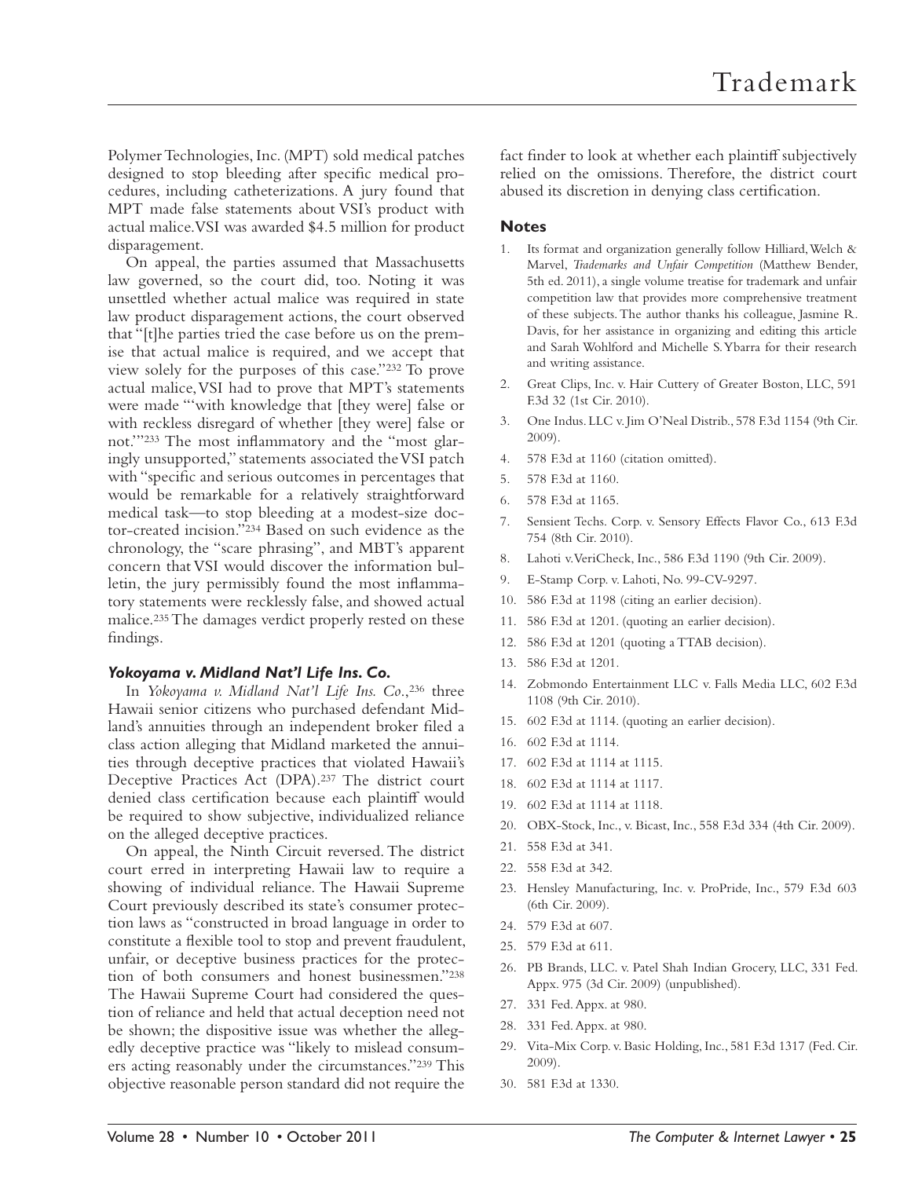Polymer Technologies, Inc. (MPT) sold medical patches designed to stop bleeding after specific medical procedures, including catheterizations. A jury found that MPT made false statements about VSI's product with actual malice. VSI was awarded $4.5 million for product disparagement.

On appeal, the parties assumed that Massachusetts law governed, so the court did, too. Noting it was unsettled whether actual malice was required in state law product disparagement actions, the court observed that "[t]he parties tried the case before us on the premise that actual malice is required, and we accept that view solely for the purposes of this case."[232] To prove actual malice, VSI had to prove that MPT's statements were made "'with knowledge that [they were] false or with reckless disregard of whether [they were] false or not.'"[233] The most inflammatory and the "most glaringly unsupported," statements associated the VSI patch with "specific and serious outcomes in percentages that would be remarkable for a relatively straightforward medical task—to stop bleeding at a modest-size doctor-created incision."[234] Based on such evidence as the chronology, the "scare phrasing", and MBT's apparent concern that VSI would discover the information bulletin, the jury permissibly found the most inflammatory statements were recklessly false, and showed actual malice.[235] The damages verdict properly rested on these findings.

### *Yokoyama v. Midland Nat'l Life Ins. Co.*

In *Yokoyama v. Midland Nat'l Life Ins. Co.*,[236] three Hawaii senior citizens who purchased defendant Midland's annuities through an independent broker filed a class action alleging that Midland marketed the annuities through deceptive practices that violated Hawaii's Deceptive Practices Act (DPA).[237] The district court denied class certification because each plaintiff would be required to show subjective, individualized reliance on the alleged deceptive practices.

On appeal, the Ninth Circuit reversed. The district court erred in interpreting Hawaii law to require a showing of individual reliance. The Hawaii Supreme Court previously described its state's consumer protection laws as "constructed in broad language in order to constitute a flexible tool to stop and prevent fraudulent, unfair, or deceptive business practices for the protection of both consumers and honest businessmen."[238] The Hawaii Supreme Court had considered the question of reliance and held that actual deception need not be shown; the dispositive issue was whether the allegedly deceptive practice was "likely to mislead consumers acting reasonably under the circumstances."[239] This objective reasonable person standard did not require the fact finder to look at whether each plaintiff subjectively relied on the omissions. Therefore, the district court abused its discretion in denying class certification.

### Notes

1. Its format and organization generally follow Hilliard, Welch & Marvel, *Trademarks and Unfair Competition* (Matthew Bender, 5th ed. 2011), a single volume treatise for trademark and unfair competition law that provides more comprehensive treatment of these subjects. The author thanks his colleague, Jasmine R. Davis, for her assistance in organizing and editing this article and Sarah Wohlford and Michelle S. Ybarra for their research and writing assistance.
2. Great Clips, Inc. v. Hair Cuttery of Greater Boston, LLC, 591 F.3d 32 (1st Cir. 2010).
3. One Indus. LLC v. Jim O'Neal Distrib., 578 F.3d 1154 (9th Cir. 2009).
4. 578 F.3d at 1160 (citation omitted).
5. 578 F.3d at 1160.
6. 578 F.3d at 1165.
7. Sensient Techs. Corp. v. Sensory Effects Flavor Co., 613 F.3d 754 (8th Cir. 2010).
8. Lahoti v. VeriCheck, Inc., 586 F.3d 1190 (9th Cir. 2009).
9. E-Stamp Corp. v. Lahoti, No. 99-CV-9297.
10. 586 F.3d at 1198 (citing an earlier decision).
11. 586 F.3d at 1201. (quoting an earlier decision).
12. 586 F.3d at 1201 (quoting a TTAB decision).
13. 586 F.3d at 1201.
14. Zobmondo Entertainment LLC v. Falls Media LLC, 602 F.3d 1108 (9th Cir. 2010).
15. 602 F.3d at 1114. (quoting an earlier decision).
16. 602 F.3d at 1114.
17. 602 F.3d at 1114 at 1115.
18. 602 F.3d at 1114 at 1117.
19. 602 F.3d at 1114 at 1118.
20. OBX-Stock, Inc., v. Bicast, Inc., 558 F.3d 334 (4th Cir. 2009).
21. 558 F.3d at 341.
22. 558 F.3d at 342.
23. Hensley Manufacturing, Inc. v. ProPride, Inc., 579 F.3d 603 (6th Cir. 2009).
24. 579 F.3d at 607.
25. 579 F.3d at 611.
26. PB Brands, LLC. v. Patel Shah Indian Grocery, LLC, 331 Fed. Appx. 975 (3d Cir. 2009) (unpublished).
27. 331 Fed. Appx. at 980.
28. 331 Fed. Appx. at 980.
29. Vita-Mix Corp. v. Basic Holding, Inc., 581 F.3d 1317 (Fed. Cir. 2009).
30. 581 F.3d at 1330.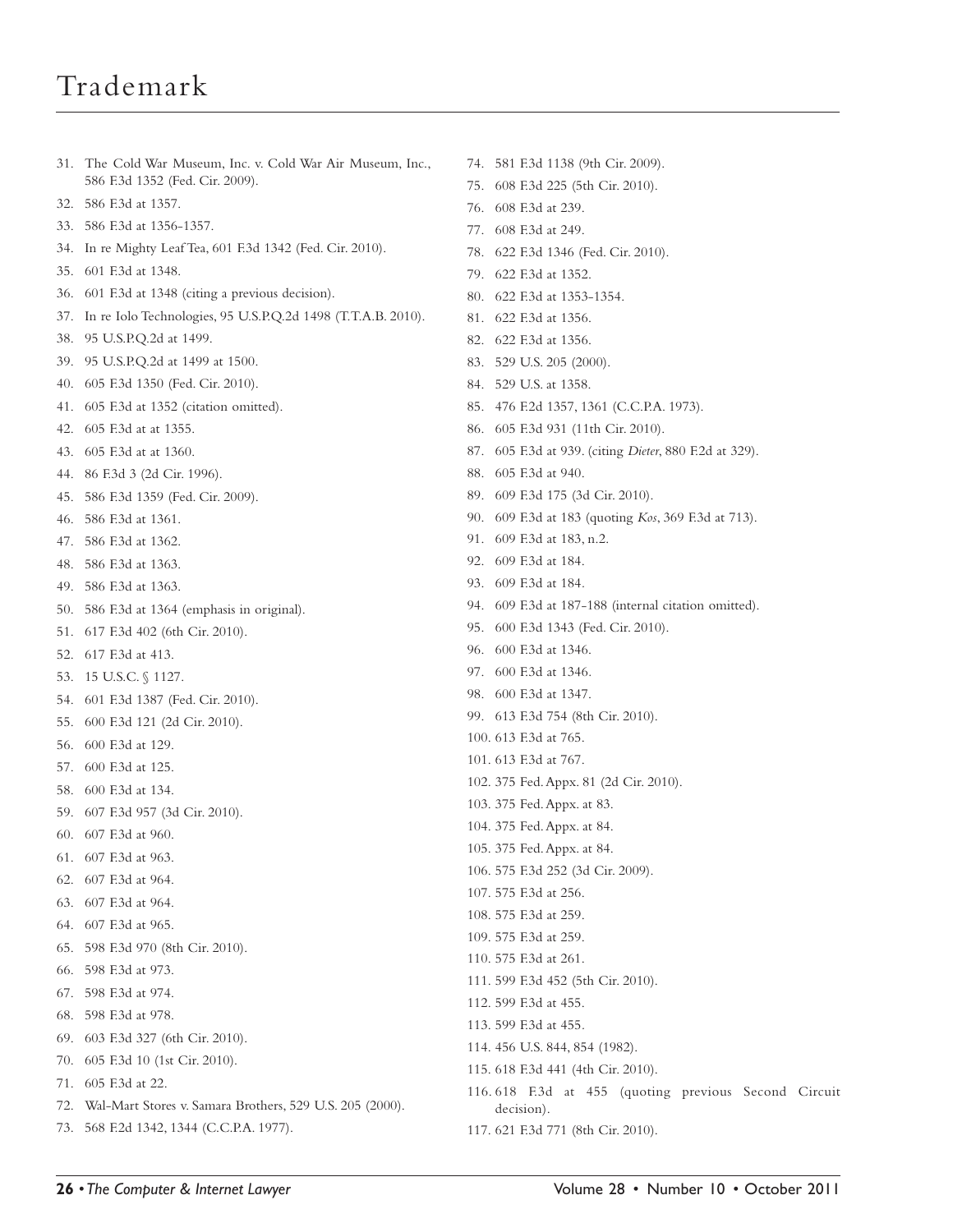31. The Cold War Museum, Inc. v. Cold War Air Museum, Inc., 586 F.3d 1352 (Fed. Cir. 2009).
32. 586 F.3d at 1357.
33. 586 F.3d at 1356-1357.
34. In re Mighty Leaf Tea, 601 F.3d 1342 (Fed. Cir. 2010).
35. 601 F.3d at 1348.
36. 601 F.3d at 1348 (citing a previous decision).
37. In re Iolo Technologies, 95 U.S.P.Q.2d 1498 (T.T.A.B. 2010).
38. 95 U.S.P.Q.2d at 1499.
39. 95 U.S.P.Q.2d at 1499 at 1500.
40. 605 F.3d 1350 (Fed. Cir. 2010).
41. 605 F.3d at 1352 (citation omitted).
42. 605 F.3d at at 1355.
43. 605 F.3d at at 1360.
44. 86 F.3d 3 (2d Cir. 1996).
45. 586 F.3d 1359 (Fed. Cir. 2009).
46. 586 F.3d at 1361.
47. 586 F.3d at 1362.
48. 586 F.3d at 1363.
49. 586 F.3d at 1363.
50. 586 F.3d at 1364 (emphasis in original).
51. 617 F.3d 402 (6th Cir. 2010).
52. 617 F.3d at 413.
53. 15 U.S.C. § 1127.
54. 601 F.3d 1387 (Fed. Cir. 2010).
55. 600 F.3d 121 (2d Cir. 2010).
56. 600 F.3d at 129.
57. 600 F.3d at 125.
58. 600 F.3d at 134.
59. 607 F.3d 957 (3d Cir. 2010).
60. 607 F.3d at 960.
61. 607 F.3d at 963.
62. 607 F.3d at 964.
63. 607 F.3d at 964.
64. 607 F.3d at 965.
65. 598 F.3d 970 (8th Cir. 2010).
66. 598 F.3d at 973.
67. 598 F.3d at 974.
68. 598 F.3d at 978.
69. 603 F.3d 327 (6th Cir. 2010).
70. 605 F.3d 10 (1st Cir. 2010).
71. 605 F.3d at 22.
72. Wal-Mart Stores v. Samara Brothers, 529 U.S. 205 (2000).
73. 568 F.2d 1342, 1344 (C.C.P.A. 1977).
74. 581 F.3d 1138 (9th Cir. 2009).
75. 608 F.3d 225 (5th Cir. 2010).
76. 608 F.3d at 239.
77. 608 F.3d at 249.
78. 622 F.3d 1346 (Fed. Cir. 2010).
79. 622 F.3d at 1352.
80. 622 F.3d at 1353-1354.
81. 622 F.3d at 1356.
82. 622 F.3d at 1356.
83. 529 U.S. 205 (2000).
84. 529 U.S. at 1358.
85. 476 F.2d 1357, 1361 (C.C.P.A. 1973).
86. 605 F.3d 931 (11th Cir. 2010).
87. 605 F.3d at 939. (citing *Dieter*, 880 F.2d at 329).
88. 605 F.3d at 940.
89. 609 F.3d 175 (3d Cir. 2010).
90. 609 F.3d at 183 (quoting *Kos*, 369 F.3d at 713).
91. 609 F.3d at 183, n.2.
92. 609 F.3d at 184.
93. 609 F.3d at 184.
94. 609 F.3d at 187-188 (internal citation omitted).
95. 600 F.3d 1343 (Fed. Cir. 2010).
96. 600 F.3d at 1346.
97. 600 F.3d at 1346.
98. 600 F.3d at 1347.
99. 613 F.3d 754 (8th Cir. 2010).
100. 613 F.3d at 765.
101. 613 F.3d at 767.
102. 375 Fed. Appx. 81 (2d Cir. 2010).
103. 375 Fed. Appx. at 83.
104. 375 Fed. Appx. at 84.
105. 375 Fed. Appx. at 84.
106. 575 F.3d 252 (3d Cir. 2009).
107. 575 F.3d at 256.
108. 575 F.3d at 259.
109. 575 F.3d at 259.
110. 575 F.3d at 261.
111. 599 F.3d 452 (5th Cir. 2010).
112. 599 F.3d at 455.
113. 599 F.3d at 455.
114. 456 U.S. 844, 854 (1982).
115. 618 F.3d 441 (4th Cir. 2010).
116. 618 F.3d at 455 (quoting previous Second Circuit decision).
117. 621 F.3d 771 (8th Cir. 2010).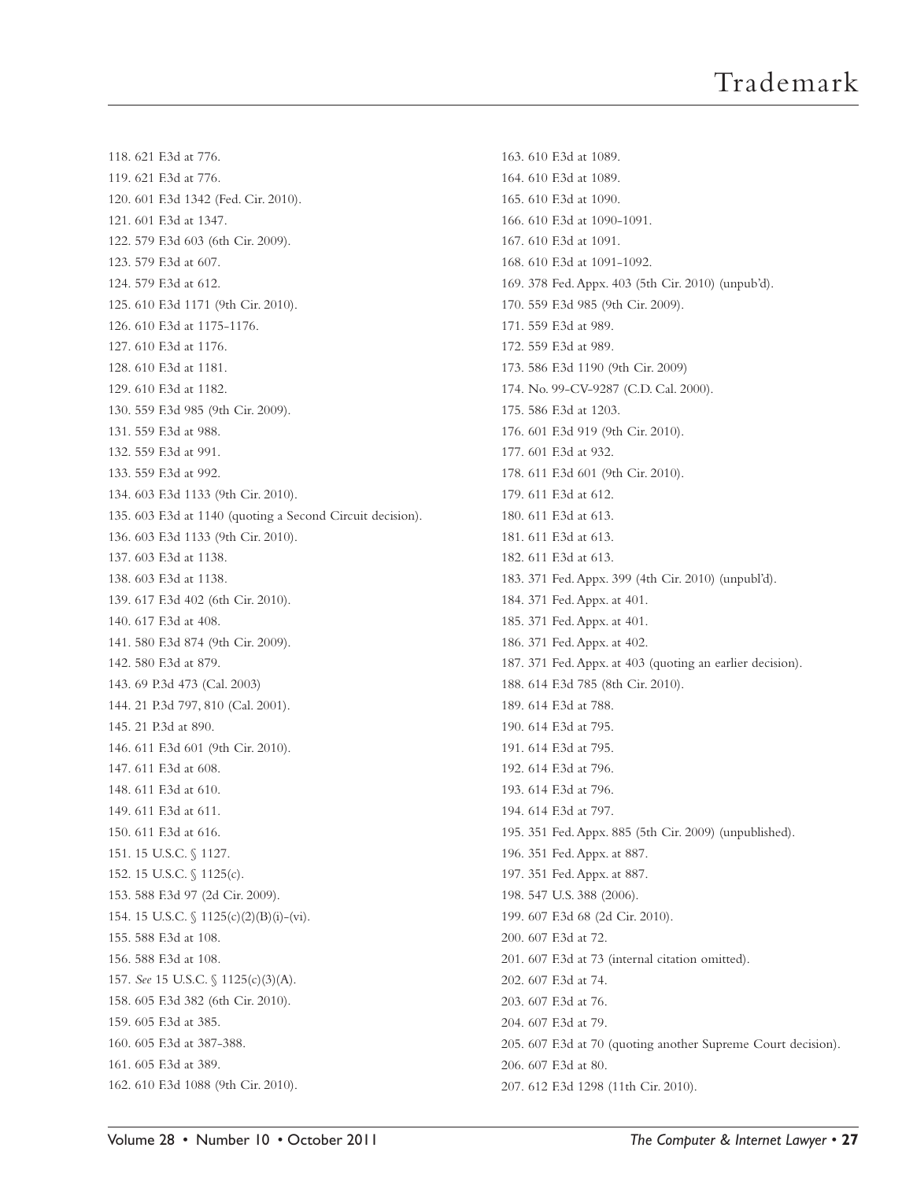118. 621 F.3d at 776.
119. 621 F.3d at 776.
120. 601 F.3d 1342 (Fed. Cir. 2010).
121. 601 F.3d at 1347.
122. 579 F.3d 603 (6th Cir. 2009).
123. 579 F.3d at 607.
124. 579 F.3d at 612.
125. 610 F.3d 1171 (9th Cir. 2010).
126. 610 F.3d at 1175-1176.
127. 610 F.3d at 1176.
128. 610 F.3d at 1181.
129. 610 F.3d at 1182.
130. 559 F.3d 985 (9th Cir. 2009).
131. 559 F.3d at 988.
132. 559 F.3d at 991.
133. 559 F.3d at 992.
134. 603 F.3d 1133 (9th Cir. 2010).
135. 603 F.3d at 1140 (quoting a Second Circuit decision).
136. 603 F.3d 1133 (9th Cir. 2010).
137. 603 F.3d at 1138.
138. 603 F.3d at 1138.
139. 617 F.3d 402 (6th Cir. 2010).
140. 617 F.3d at 408.
141. 580 F.3d 874 (9th Cir. 2009).
142. 580 F.3d at 879.
143. 69 P.3d 473 (Cal. 2003)
144. 21 P.3d 797, 810 (Cal. 2001).
145. 21 P.3d at 890.
146. 611 F.3d 601 (9th Cir. 2010).
147. 611 F.3d at 608.
148. 611 F.3d at 610.
149. 611 F.3d at 611.
150. 611 F.3d at 616.
151. 15 U.S.C. § 1127.
152. 15 U.S.C. § 1125(c).
153. 588 F.3d 97 (2d Cir. 2009).
154. 15 U.S.C. § 1125(c)(2)(B)(i)-(vi).
155. 588 F.3d at 108.
156. 588 F.3d at 108.
157. *See* 15 U.S.C. § 1125(c)(3)(A).
158. 605 F.3d 382 (6th Cir. 2010).
159. 605 F.3d at 385.
160. 605 F.3d at 387-388.
161. 605 F.3d at 389.
162. 610 F.3d 1088 (9th Cir. 2010).
163. 610 F.3d at 1089.
164. 610 F.3d at 1089.
165. 610 F.3d at 1090.
166. 610 F.3d at 1090-1091.
167. 610 F.3d at 1091.
168. 610 F.3d at 1091-1092.
169. 378 Fed. Appx. 403 (5th Cir. 2010) (unpub'd).
170. 559 F.3d 985 (9th Cir. 2009).
171. 559 F.3d at 989.
172. 559 F.3d at 989.
173. 586 F.3d 1190 (9th Cir. 2009)
174. No. 99-CV-9287 (C.D. Cal. 2000).
175. 586 F.3d at 1203.
176. 601 F.3d 919 (9th Cir. 2010).
177. 601 F.3d at 932.
178. 611 F.3d 601 (9th Cir. 2010).
179. 611 F.3d at 612.
180. 611 F.3d at 613.
181. 611 F.3d at 613.
182. 611 F.3d at 613.
183. 371 Fed. Appx. 399 (4th Cir. 2010) (unpubl'd).
184. 371 Fed. Appx. at 401.
185. 371 Fed. Appx. at 401.
186. 371 Fed. Appx. at 402.
187. 371 Fed. Appx. at 403 (quoting an earlier decision).
188. 614 F.3d 785 (8th Cir. 2010).
189. 614 F.3d at 788.
190. 614 F.3d at 795.
191. 614 F.3d at 795.
192. 614 F.3d at 796.
193. 614 F.3d at 796.
194. 614 F.3d at 797.
195. 351 Fed. Appx. 885 (5th Cir. 2009) (unpublished).
196. 351 Fed. Appx. at 887.
197. 351 Fed. Appx. at 887.
198. 547 U.S. 388 (2006).
199. 607 F.3d 68 (2d Cir. 2010).
200. 607 F.3d at 72.
201. 607 F.3d at 73 (internal citation omitted).
202. 607 F.3d at 74.
203. 607 F.3d at 76.
204. 607 F.3d at 79.
205. 607 F.3d at 70 (quoting another Supreme Court decision).
206. 607 F.3d at 80.
207. 612 F.3d 1298 (11th Cir. 2010).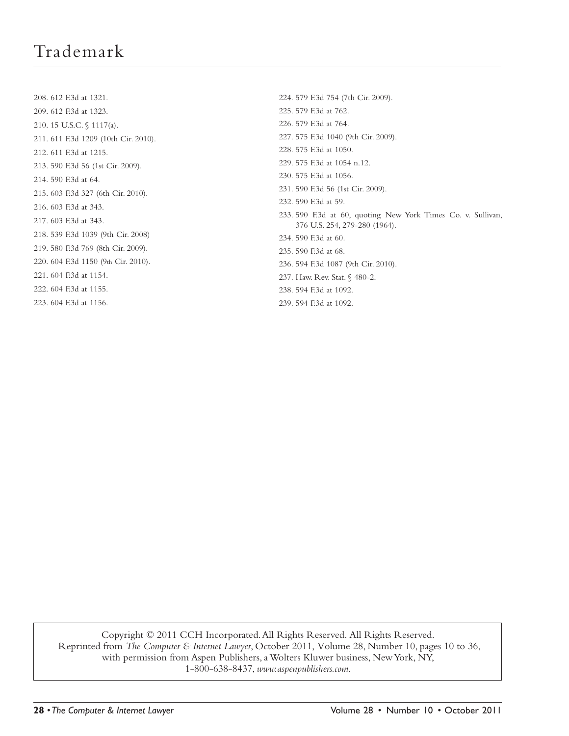208. 612 F.3d at 1321.

209. 612 F.3d at 1323.

210. 15 U.S.C. § 1117(a).

211. 611 F.3d 1209 (10th Cir. 2010).

212. 611 F.3d at 1215.

213. 590 F.3d 56 (1st Cir. 2009).

214. 590 F.3d at 64.

215. 603 F.3d 327 (6th Cir. 2010).

216. 603 F.3d at 343.

217. 603 F.3d at 343.

218. 539 F.3d 1039 (9th Cir. 2008)

219. 580 F.3d 769 (8th Cir. 2009).

220. 604 F.3d 1150 (9th Cir. 2010).

221. 604 F.3d at 1154.

222. 604 F.3d at 1155.

223. 604 F.3d at 1156.

224. 579 F.3d 754 (7th Cir. 2009).

225. 579 F.3d at 762.

226. 579 F.3d at 764.

227. 575 F.3d 1040 (9th Cir. 2009).

228. 575 F.3d at 1050.

229. 575 F.3d at 1054 n.12.

230. 575 F.3d at 1056.

231. 590 F.3d 56 (1st Cir. 2009).

232. 590 F.3d at 59.

233. 590 F.3d at 60, quoting New York Times Co. v. Sullivan, 376 U.S. 254, 279-280 (1964).

234. 590 F.3d at 60.

235. 590 F.3d at 68.

236. 594 F.3d 1087 (9th Cir. 2010).

237. Haw. Rev. Stat. § 480-2.

238. 594 F.3d at 1092.

239. 594 F.3d at 1092.

Copyright © 2011 CCH Incorporated. All Rights Reserved. All Rights Reserved.
Reprinted from *The Computer & Internet Lawyer*, October 2011, Volume 28, Number 10, pages 10 to 36, with permission from Aspen Publishers, a Wolters Kluwer business, New York, NY, 1-800-638-8437, *www.aspenpublishers.com*.